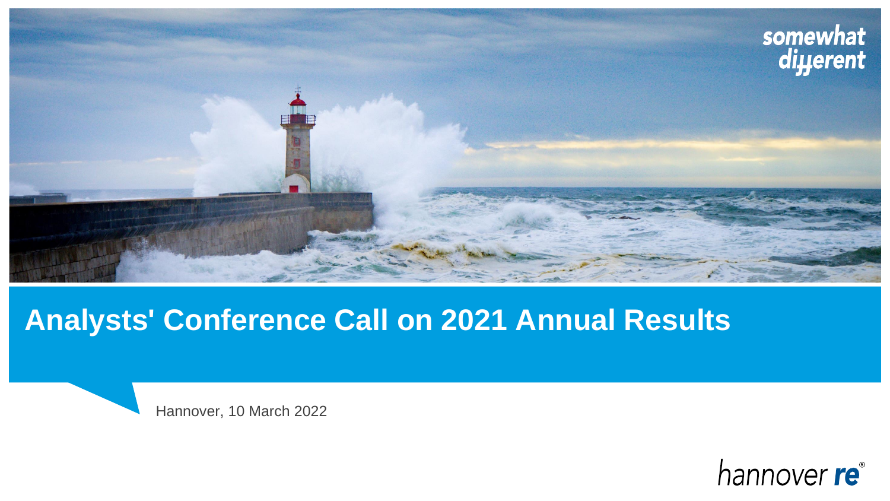somewhat different

# Analysts' Conference Call on 2021 Annual Results

Hannover, 10 March 2022

hannover re®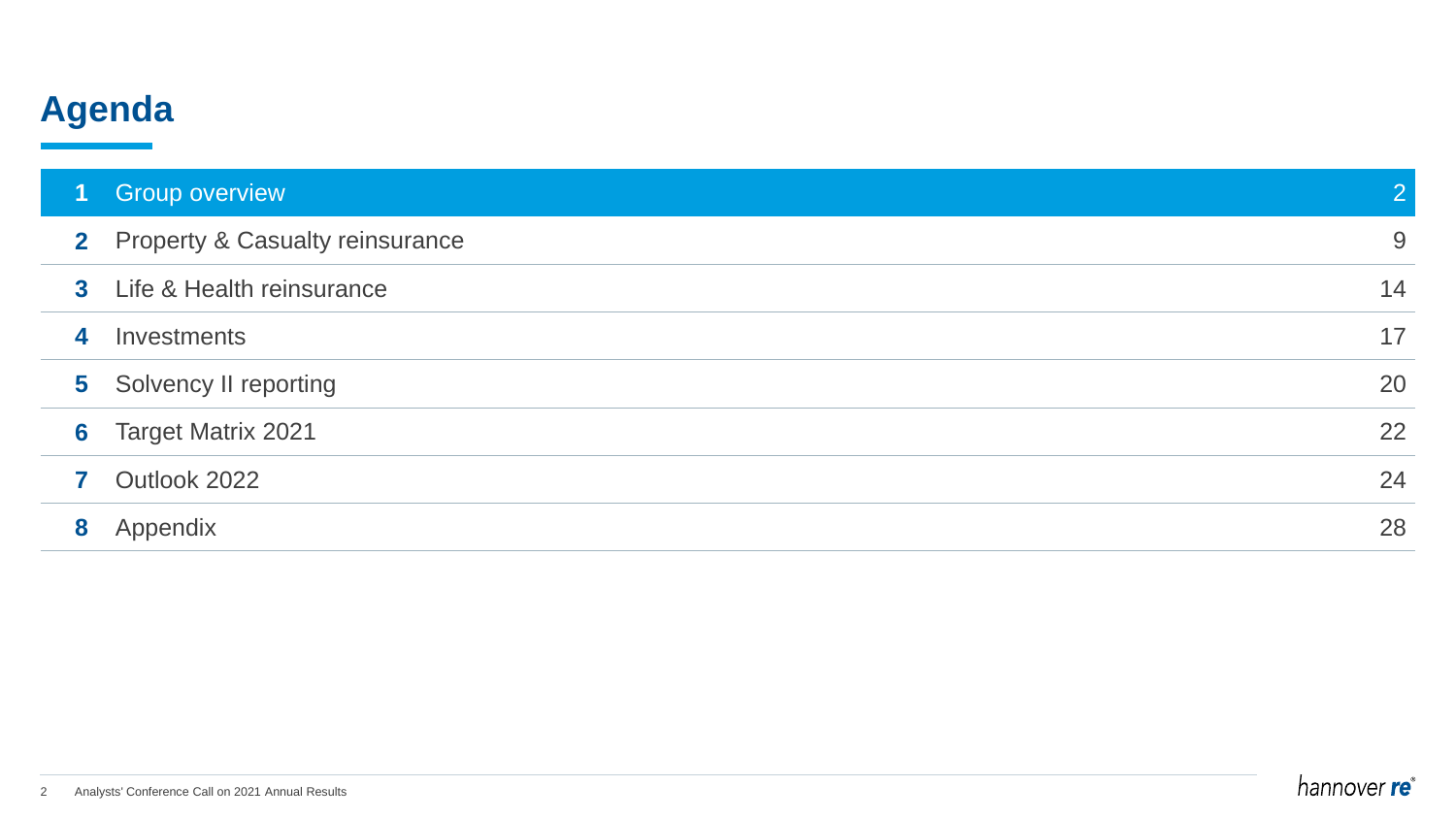# Agenda

| | | |
|---|---|---|
| **1** | Group overview | 2 |
| **2** | Property & Casualty reinsurance | 9 |
| **3** | Life & Health reinsurance | 14 |
| **4** | Investments | 17 |
| **5** | Solvency II reporting | 20 |
| **6** | Target Matrix 2021 | 22 |
| **7** | Outlook 2022 | 24 |
| **8** | Appendix | 28 |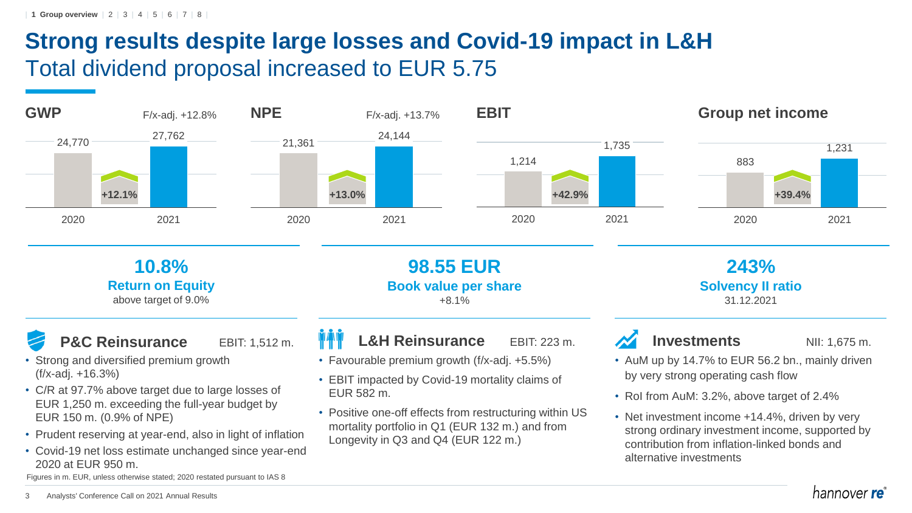# Strong results despite large losses and Covid-19 impact in L&H

## Total dividend proposal increased to EUR 5.75

| | 2020 | 2021 | Change | F/x-adj. |
|---|---|---|---|---|
| GWP | 24,770 | 27,762 | +12.1% | +12.8% |
| NPE | 21,361 | 24,144 | +13.0% | +13.7% |
| EBIT | 1,214 | 1,735 | +42.9% | |
| Group net income | 883 | 1,231 | +39.4% | |

**10.8%**
**Return on Equity**
above target of 9.0%

**98.55 EUR**
**Book value per share**
+8.1%

**243%**
**Solvency II ratio**
31.12.2021

### P&C Reinsurance — EBIT: 1,512 m.

- Strong and diversified premium growth (f/x-adj. +16.3%)
- C/R at 97.7% above target due to large losses of EUR 1,250 m. exceeding the full-year budget by EUR 150 m. (0.9% of NPE)
- Prudent reserving at year-end, also in light of inflation
- Covid-19 net loss estimate unchanged since year-end 2020 at EUR 950 m.

### L&H Reinsurance — EBIT: 223 m.

- Favourable premium growth (f/x-adj. +5.5%)
- EBIT impacted by Covid-19 mortality claims of EUR 582 m.
- Positive one-off effects from restructuring within US mortality portfolio in Q1 (EUR 132 m.) and from Longevity in Q3 and Q4 (EUR 122 m.)

### Investments — NII: 1,675 m.

- AuM up by 14.7% to EUR 56.2 bn., mainly driven by very strong operating cash flow
- RoI from AuM: 3.2%, above target of 2.4%
- Net investment income +14.4%, driven by very strong ordinary investment income, supported by contribution from inflation-linked bonds and alternative investments

Figures in m. EUR, unless otherwise stated; 2020 restated pursuant to IAS 8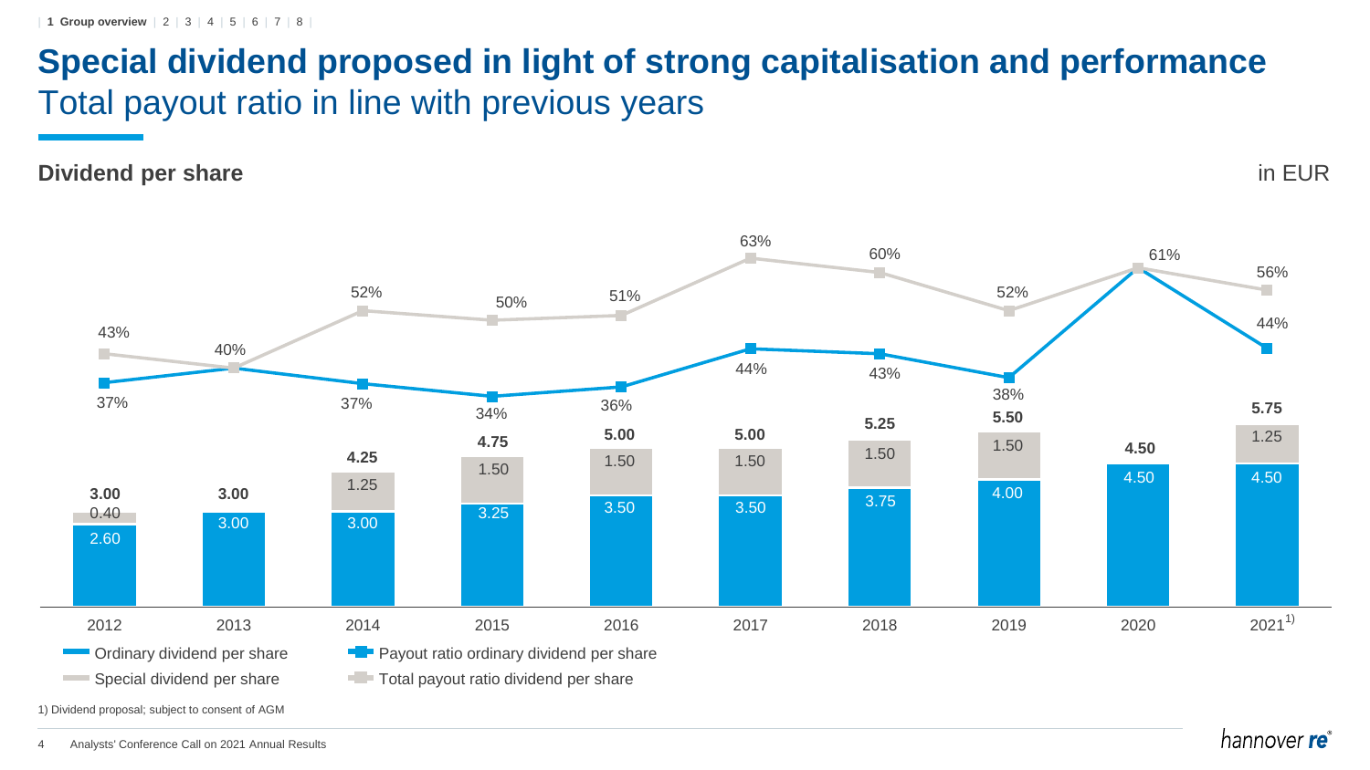# Special dividend proposed in light of strong capitalisation and performance

## Total payout ratio in line with previous years

**Dividend per share**

in EUR

| Year | Ordinary dividend per share | Special dividend per share | Total dividend per share | Payout ratio ordinary dividend per share | Total payout ratio dividend per share |
|---|---|---|---|---|---|
| 2012 | 2.60 | 0.40 | 3.00 | 37% | 43% |
| 2013 | 3.00 | | 3.00 | 40% | 40% |
| 2014 | 3.00 | 1.25 | 4.25 | 37% | 52% |
| 2015 | 3.25 | 1.50 | 4.75 | 34% | 50% |
| 2016 | 3.50 | 1.50 | 5.00 | 36% | 51% |
| 2017 | 3.50 | 1.50 | 5.00 | 44% | 63% |
| 2018 | 3.75 | 1.50 | 5.25 | 43% | 60% |
| 2019 | 4.00 | 1.50 | 5.50 | 38% | 52% |
| 2020 | 4.50 | | 4.50 | 61% | 61% |
| 2021[1] | 4.50 | 1.25 | 5.75 | 44% | 56% |

1) Dividend proposal; subject to consent of AGM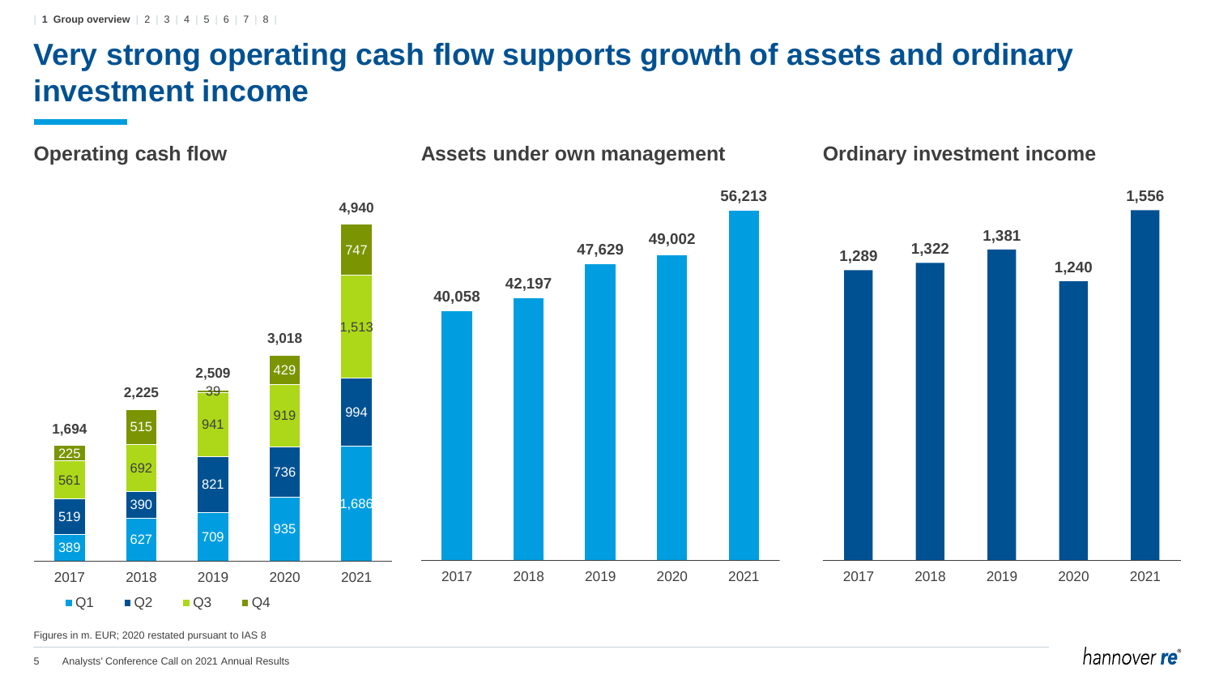# Very strong operating cash flow supports growth of assets and ordinary investment income

## Operating cash flow

| | 2017 | 2018 | 2019 | 2020 | 2021 |
|---|---|---|---|---|---|
| Q1 | 389 | 627 | 709 | 935 | 1,686 |
| Q2 | 519 | 390 | 821 | 736 | 994 |
| Q3 | 561 | 692 | 941 | 919 | 1,513 |
| Q4 | 225 | 515 | 39 | 429 | 747 |
| Total | 1,694 | 2,225 | 2,509 | 3,018 | 4,940 |

## Assets under own management

| 2017 | 2018 | 2019 | 2020 | 2021 |
|---|---|---|---|---|
| 40,058 | 42,197 | 47,629 | 49,002 | 56,213 |

## Ordinary investment income

| 2017 | 2018 | 2019 | 2020 | 2021 |
|---|---|---|---|---|
| 1,289 | 1,322 | 1,381 | 1,240 | 1,556 |

Figures in m. EUR; 2020 restated pursuant to IAS 8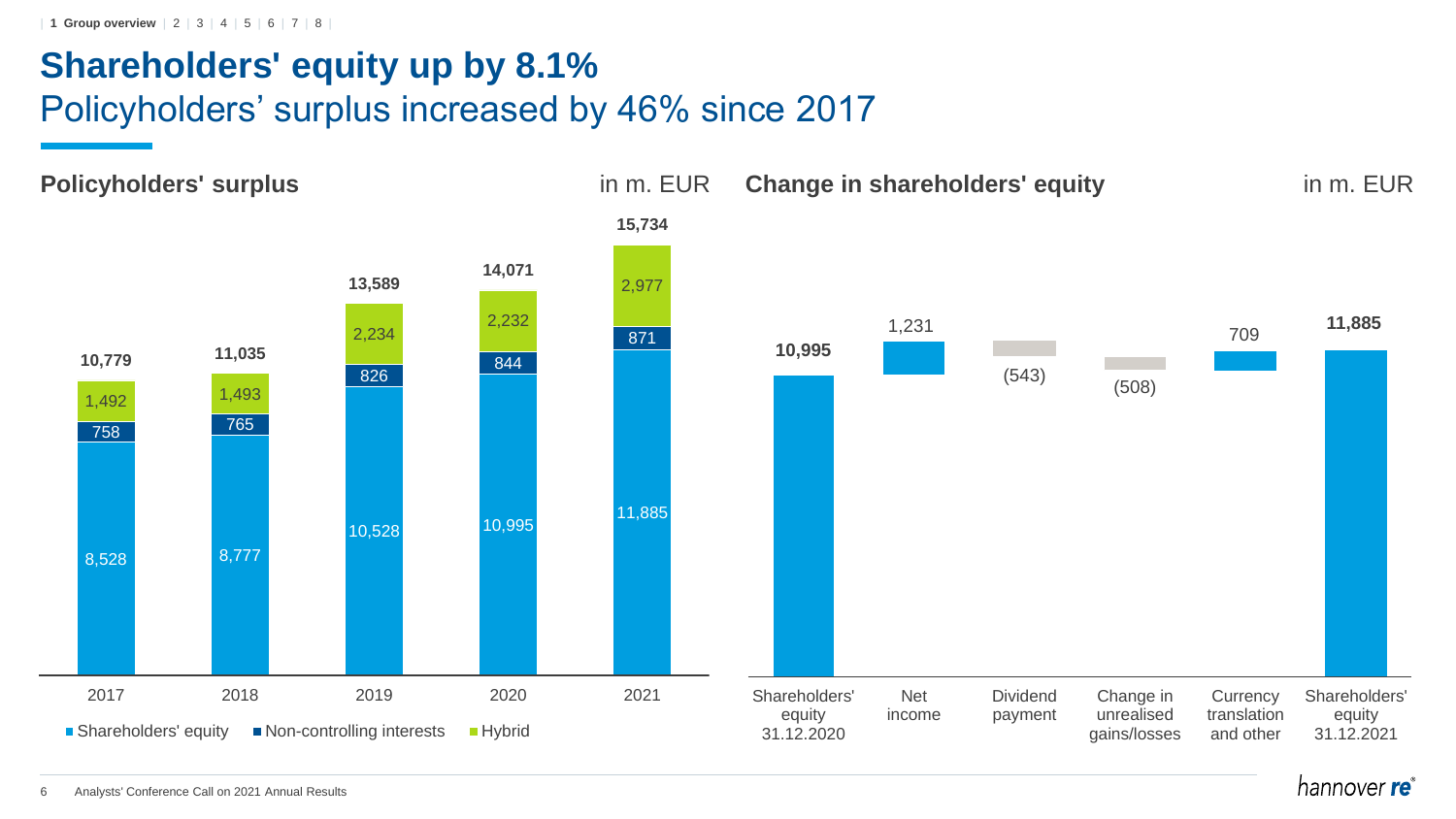# Shareholders' equity up by 8.1%

## Policyholders' surplus increased by 46% since 2017

### Policyholders' surplus

in m. EUR

| | 2017 | 2018 | 2019 | 2020 | 2021 |
|---|---|---|---|---|---|
| Shareholders' equity | 8,528 | 8,777 | 10,528 | 10,995 | 11,885 |
| Non-controlling interests | 758 | 765 | 826 | 844 | 871 |
| Hybrid | 1,492 | 1,493 | 2,234 | 2,232 | 2,977 |
| **Total** | **10,779** | **11,035** | **13,589** | **14,071** | **15,734** |

### Change in shareholders' equity

in m. EUR

| Item | Amount |
|---|---|
| Shareholders' equity 31.12.2020 | **10,995** |
| Net income | 1,231 |
| Dividend payment | (543) |
| Change in unrealised gains/losses | (508) |
| Currency translation and other | 709 |
| Shareholders' equity 31.12.2021 | **11,885** |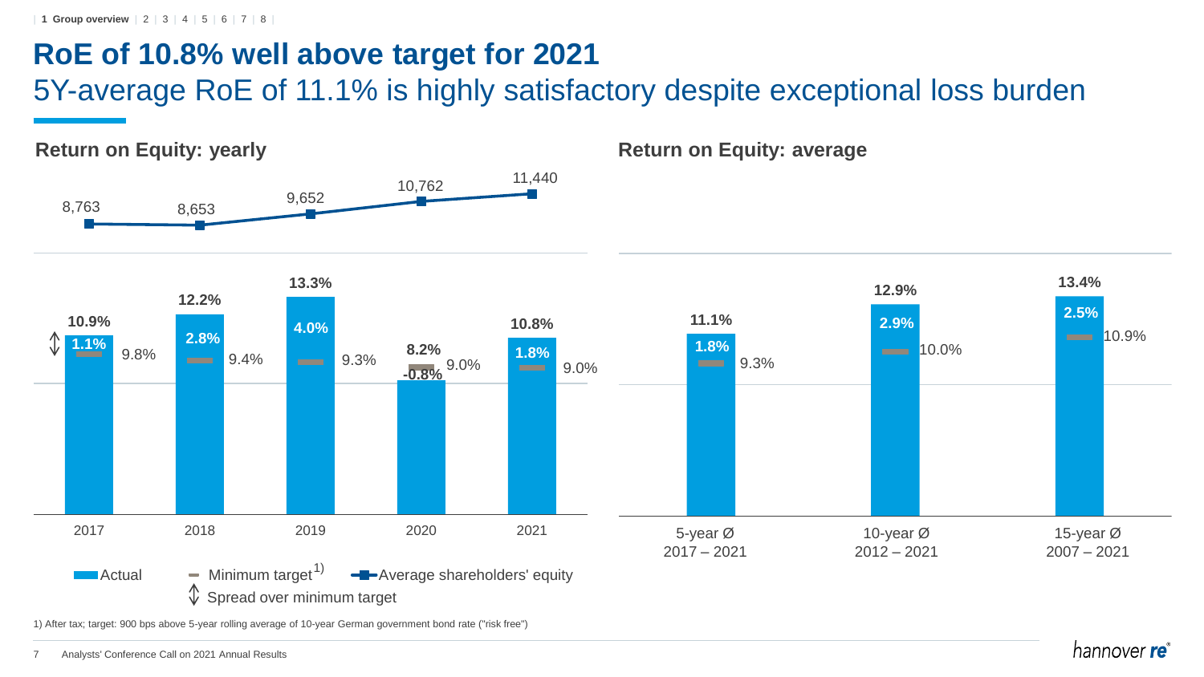# RoE of 10.8% well above target for 2021

## 5Y-average RoE of 11.1% is highly satisfactory despite exceptional loss burden

### Return on Equity: yearly

| | 2017 | 2018 | 2019 | 2020 | 2021 |
|---|---|---|---|---|---|
| Average shareholders' equity | 8,763 | 8,653 | 9,652 | 10,762 | 11,440 |
| Actual | 10.9% | 12.2% | 13.3% | 8.2% | 10.8% |
| Minimum target[1] | 9.8% | 9.4% | 9.3% | 9.0% | 9.0% |
| Spread over minimum target | 1.1% | 2.8% | 4.0% | -0.8% | 1.8% |

### Return on Equity: average

| | 5-year Ø 2017 – 2021 | 10-year Ø 2012 – 2021 | 15-year Ø 2007 – 2021 |
|---|---|---|---|
| Actual | 11.1% | 12.9% | 13.4% |
| Minimum target[1] | 9.3% | 10.0% | 10.9% |
| Spread over minimum target | 1.8% | 2.9% | 2.5% |

1) After tax; target: 900 bps above 5-year rolling average of 10-year German government bond rate ("risk free")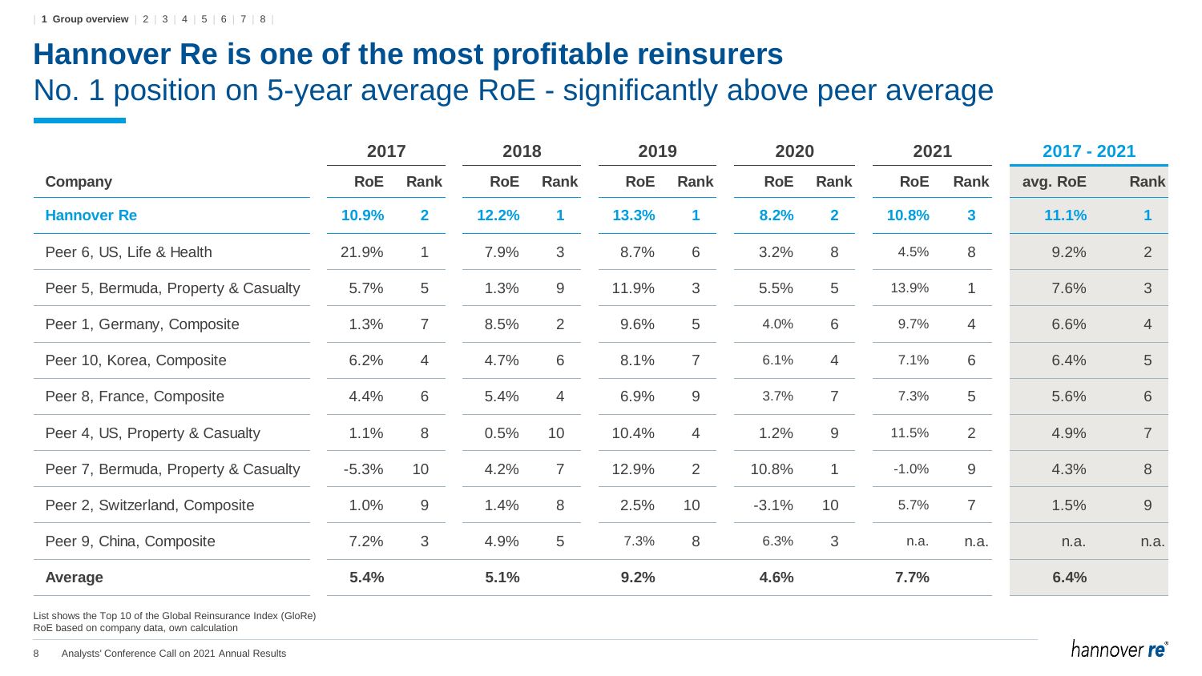# Hannover Re is one of the most profitable reinsurers

## No. 1 position on 5-year average RoE - significantly above peer average

| | 2017 | | 2018 | | 2019 | | 2020 | | 2021 | | 2017 - 2021 | |
|---|---|---|---|---|---|---|---|---|---|---|---|---|
| **Company** | **RoE** | **Rank** | **RoE** | **Rank** | **RoE** | **Rank** | **RoE** | **Rank** | **RoE** | **Rank** | **avg. RoE** | **Rank** |
| **Hannover Re** | **10.9%** | **2** | **12.2%** | **1** | **13.3%** | **1** | **8.2%** | **2** | **10.8%** | **3** | **11.1%** | **1** |
| Peer 6, US, Life & Health | 21.9% | 1 | 7.9% | 3 | 8.7% | 6 | 3.2% | 8 | 4.5% | 8 | 9.2% | 2 |
| Peer 5, Bermuda, Property & Casualty | 5.7% | 5 | 1.3% | 9 | 11.9% | 3 | 5.5% | 5 | 13.9% | 1 | 7.6% | 3 |
| Peer 1, Germany, Composite | 1.3% | 7 | 8.5% | 2 | 9.6% | 5 | 4.0% | 6 | 9.7% | 4 | 6.6% | 4 |
| Peer 10, Korea, Composite | 6.2% | 4 | 4.7% | 6 | 8.1% | 7 | 6.1% | 4 | 7.1% | 6 | 6.4% | 5 |
| Peer 8, France, Composite | 4.4% | 6 | 5.4% | 4 | 6.9% | 9 | 3.7% | 7 | 7.3% | 5 | 5.6% | 6 |
| Peer 4, US, Property & Casualty | 1.1% | 8 | 0.5% | 10 | 10.4% | 4 | 1.2% | 9 | 11.5% | 2 | 4.9% | 7 |
| Peer 7, Bermuda, Property & Casualty | -5.3% | 10 | 4.2% | 7 | 12.9% | 2 | 10.8% | 1 | -1.0% | 9 | 4.3% | 8 |
| Peer 2, Switzerland, Composite | 1.0% | 9 | 1.4% | 8 | 2.5% | 10 | -3.1% | 10 | 5.7% | 7 | 1.5% | 9 |
| Peer 9, China, Composite | 7.2% | 3 | 4.9% | 5 | 7.3% | 8 | 6.3% | 3 | n.a. | n.a. | n.a. | n.a. |
| **Average** | **5.4%** | | **5.1%** | | **9.2%** | | **4.6%** | | **7.7%** | | **6.4%** | |

List shows the Top 10 of the Global Reinsurance Index (GloRe)
RoE based on company data, own calculation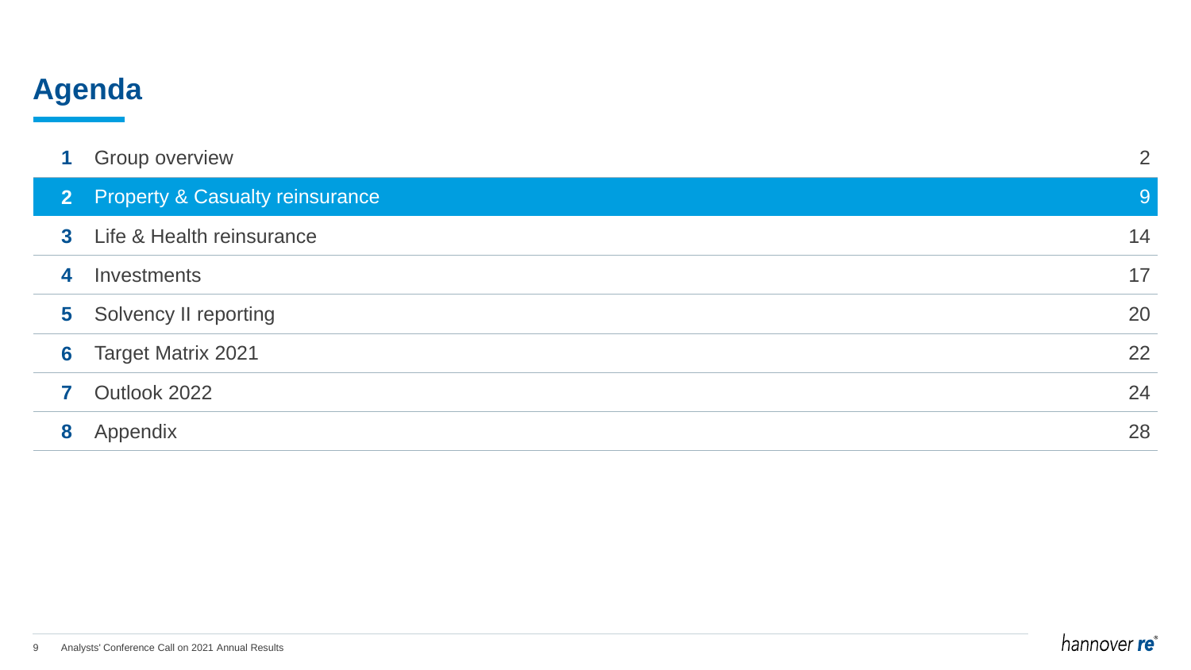# Agenda

| | | |
|---|---|---|
| **1** | Group overview | 2 |
| **2** | **Property & Casualty reinsurance** | **9** |
| **3** | Life & Health reinsurance | 14 |
| **4** | Investments | 17 |
| **5** | Solvency II reporting | 20 |
| **6** | Target Matrix 2021 | 22 |
| **7** | Outlook 2022 | 24 |
| **8** | Appendix | 28 |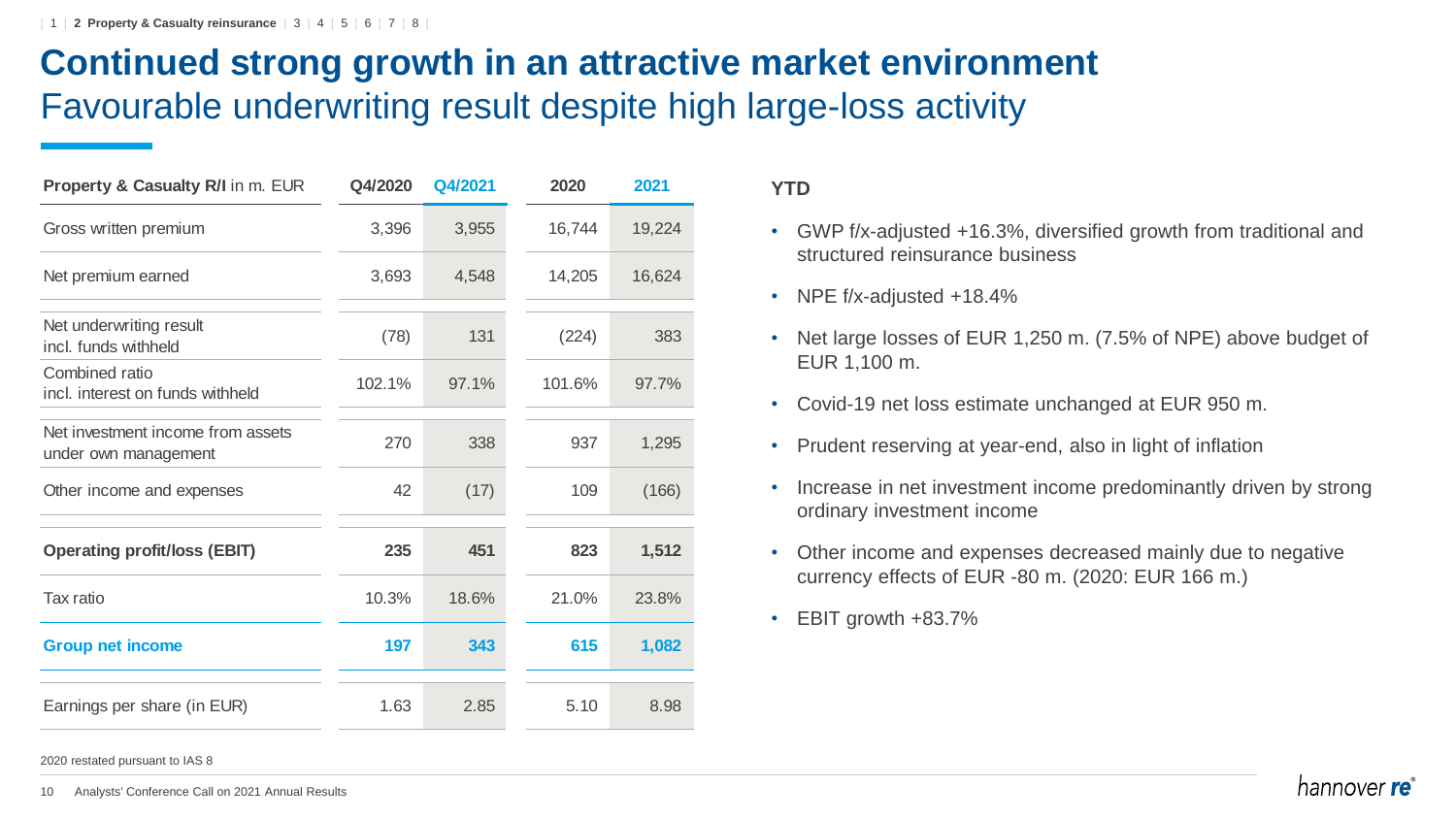# Continued strong growth in an attractive market environment

## Favourable underwriting result despite high large-loss activity

| **Property & Casualty R/I** in m. EUR | Q4/2020 | Q4/2021 | 2020 | 2021 |
|---|---|---|---|---|
| Gross written premium | 3,396 | 3,955 | 16,744 | 19,224 |
| Net premium earned | 3,693 | 4,548 | 14,205 | 16,624 |
| Net underwriting result incl. funds withheld | (78) | 131 | (224) | 383 |
| Combined ratio incl. interest on funds withheld | 102.1% | 97.1% | 101.6% | 97.7% |
| Net investment income from assets under own management | 270 | 338 | 937 | 1,295 |
| Other income and expenses | 42 | (17) | 109 | (166) |
| **Operating profit/loss (EBIT)** | **235** | **451** | **823** | **1,512** |
| Tax ratio | 10.3% | 18.6% | 21.0% | 23.8% |
| **Group net income** | **197** | **343** | **615** | **1,082** |
| Earnings per share (in EUR) | 1.63 | 2.85 | 5.10 | 8.98 |

2020 restated pursuant to IAS 8

**YTD**

- GWP f/x-adjusted +16.3%, diversified growth from traditional and structured reinsurance business
- NPE f/x-adjusted +18.4%
- Net large losses of EUR 1,250 m. (7.5% of NPE) above budget of EUR 1,100 m.
- Covid-19 net loss estimate unchanged at EUR 950 m.
- Prudent reserving at year-end, also in light of inflation
- Increase in net investment income predominantly driven by strong ordinary investment income
- Other income and expenses decreased mainly due to negative currency effects of EUR -80 m. (2020: EUR 166 m.)
- EBIT growth +83.7%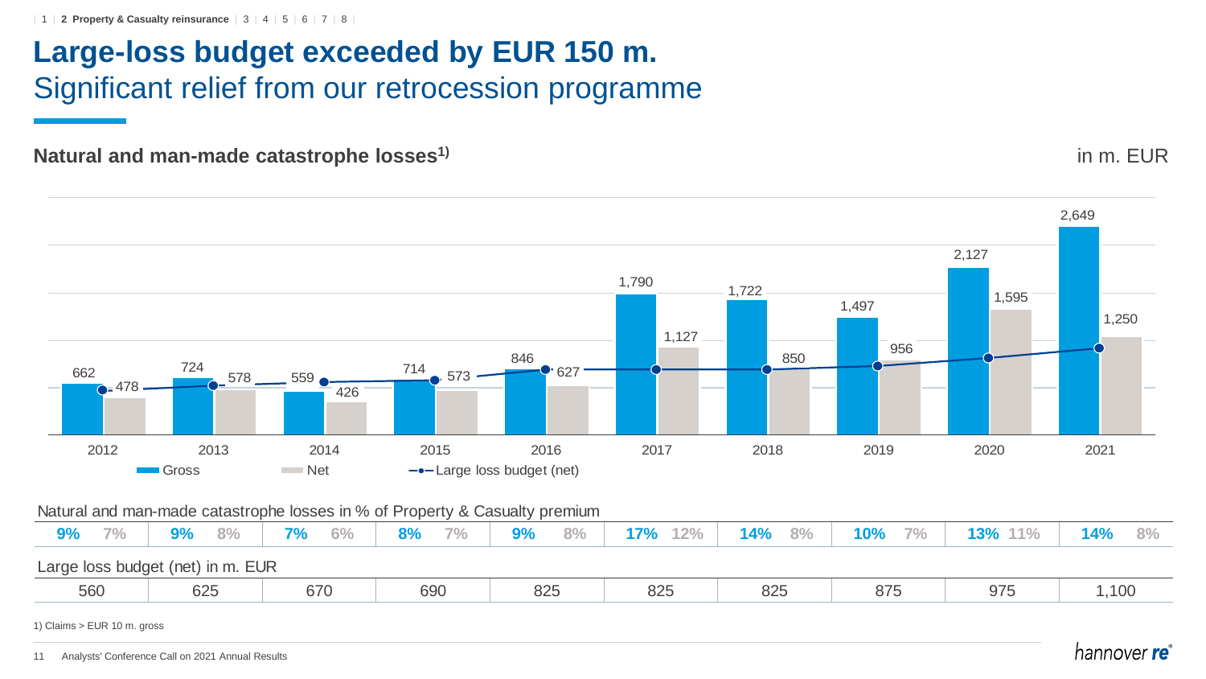# Large-loss budget exceeded by EUR 150 m.

## Significant relief from our retrocession programme

**Natural and man-made catastrophe losses[1)]**

in m. EUR

| | 2012 | 2013 | 2014 | 2015 | 2016 | 2017 | 2018 | 2019 | 2020 | 2021 |
|---|---|---|---|---|---|---|---|---|---|---|
| Gross | 662 | 724 | 559 | 714 | 846 | 1,790 | 1,722 | 1,497 | 2,127 | 2,649 |
| Net | 478 | 578 | 426 | 573 | 627 | 1,127 | 850 | 956 | 1,595 | 1,250 |

Natural and man-made catastrophe losses in % of Property & Casualty premium

| | 2012 | 2013 | 2014 | 2015 | 2016 | 2017 | 2018 | 2019 | 2020 | 2021 |
|---|---|---|---|---|---|---|---|---|---|---|
| Gross | 9% | 9% | 7% | 8% | 9% | 17% | 14% | 10% | 13% | 14% |
| Net | 7% | 8% | 6% | 7% | 8% | 12% | 8% | 7% | 11% | 8% |

Large loss budget (net) in m. EUR

| 2012 | 2013 | 2014 | 2015 | 2016 | 2017 | 2018 | 2019 | 2020 | 2021 |
|---|---|---|---|---|---|---|---|---|---|
| 560 | 625 | 670 | 690 | 825 | 825 | 825 | 875 | 975 | 1,100 |

1) Claims > EUR 10 m. gross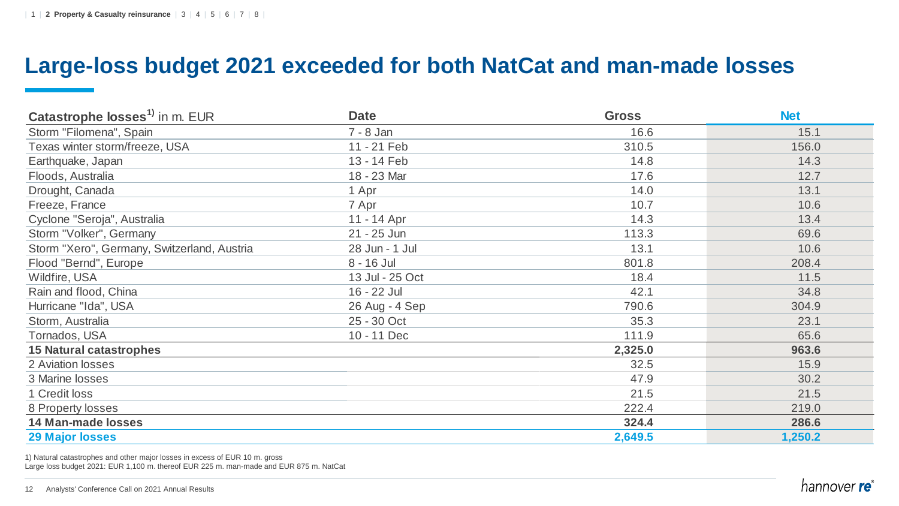# Large-loss budget 2021 exceeded for both NatCat and man-made losses

| Catastrophe losses[1)] in m. EUR | Date | Gross | Net |
|---|---|---|---|
| Storm "Filomena", Spain | 7 - 8 Jan | 16.6 | 15.1 |
| Texas winter storm/freeze, USA | 11 - 21 Feb | 310.5 | 156.0 |
| Earthquake, Japan | 13 - 14 Feb | 14.8 | 14.3 |
| Floods, Australia | 18 - 23 Mar | 17.6 | 12.7 |
| Drought, Canada | 1 Apr | 14.0 | 13.1 |
| Freeze, France | 7 Apr | 10.7 | 10.6 |
| Cyclone "Seroja", Australia | 11 - 14 Apr | 14.3 | 13.4 |
| Storm "Volker", Germany | 21 - 25 Jun | 113.3 | 69.6 |
| Storm "Xero", Germany, Switzerland, Austria | 28 Jun - 1 Jul | 13.1 | 10.6 |
| Flood "Bernd", Europe | 8 - 16 Jul | 801.8 | 208.4 |
| Wildfire, USA | 13 Jul - 25 Oct | 18.4 | 11.5 |
| Rain and flood, China | 16 - 22 Jul | 42.1 | 34.8 |
| Hurricane "Ida", USA | 26 Aug - 4 Sep | 790.6 | 304.9 |
| Storm, Australia | 25 - 30 Oct | 35.3 | 23.1 |
| Tornados, USA | 10 - 11 Dec | 111.9 | 65.6 |
| **15 Natural catastrophes** | | **2,325.0** | **963.6** |
| 2 Aviation losses | | 32.5 | 15.9 |
| 3 Marine losses | | 47.9 | 30.2 |
| 1 Credit loss | | 21.5 | 21.5 |
| 8 Property losses | | 222.4 | 219.0 |
| **14 Man-made losses** | | **324.4** | **286.6** |
| **29 Major losses** | | **2,649.5** | **1,250.2** |

1) Natural catastrophes and other major losses in excess of EUR 10 m. gross
Large loss budget 2021: EUR 1,100 m. thereof EUR 225 m. man-made and EUR 875 m. NatCat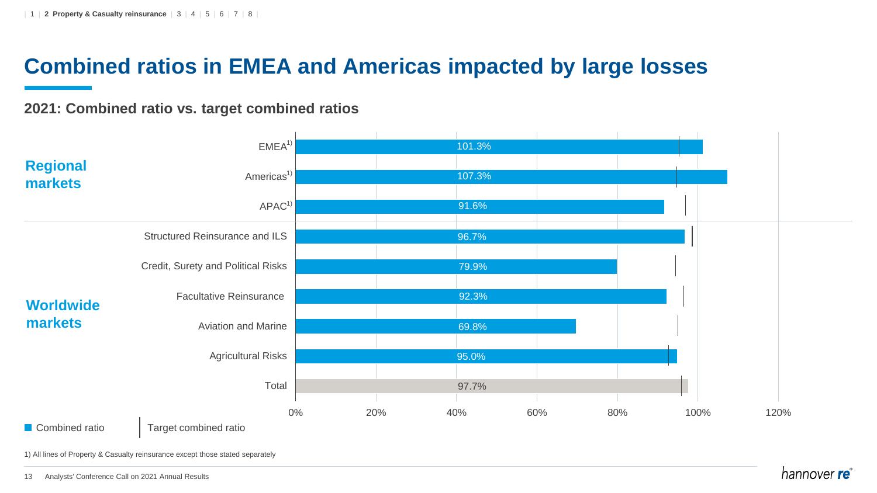# Combined ratios in EMEA and Americas impacted by large losses

## 2021: Combined ratio vs. target combined ratios

| Segment | Line | Combined ratio |
|---|---|---|
| Regional markets | EMEA[1] | 101.3% |
| | Americas[1] | 107.3% |
| | APAC[1] | 91.6% |
| Worldwide markets | Structured Reinsurance and ILS | 96.7% |
| | Credit, Surety and Political Risks | 79.9% |
| | Facultative Reinsurance | 92.3% |
| | Aviation and Marine | 69.8% |
| | Agricultural Risks | 95.0% |
| | Total | 97.7% |

■ Combined ratio | Target combined ratio

1) All lines of Property & Casualty reinsurance except those stated separately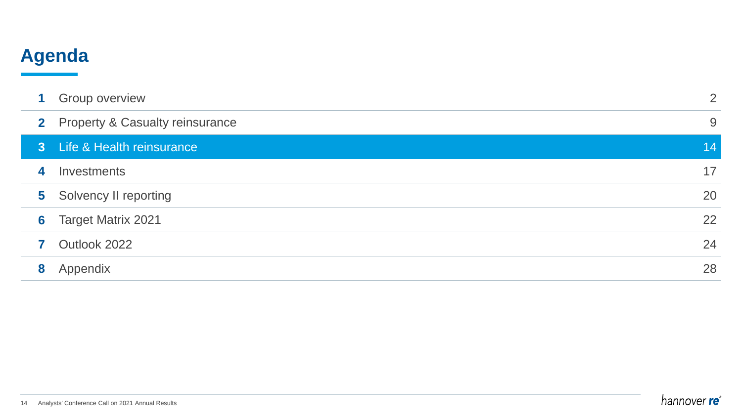# Agenda

| | | |
|---|---|---|
| **1** | Group overview | 2 |
| **2** | Property & Casualty reinsurance | 9 |
| **3** | Life & Health reinsurance | 14 |
| **4** | Investments | 17 |
| **5** | Solvency II reporting | 20 |
| **6** | Target Matrix 2021 | 22 |
| **7** | Outlook 2022 | 24 |
| **8** | Appendix | 28 |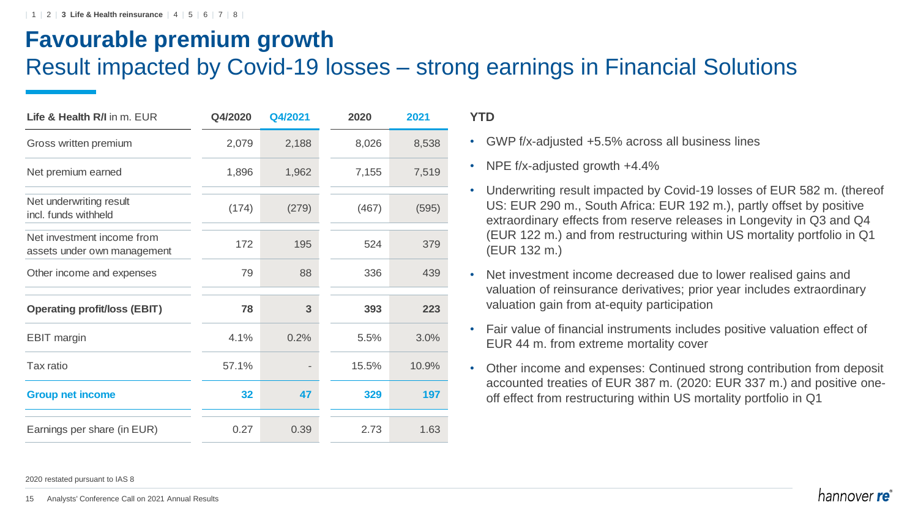# Favourable premium growth

## Result impacted by Covid-19 losses – strong earnings in Financial Solutions

| **Life & Health R/I** in m. EUR | Q4/2020 | Q4/2021 | 2020 | 2021 |
|---|---|---|---|---|
| Gross written premium | 2,079 | 2,188 | 8,026 | 8,538 |
| Net premium earned | 1,896 | 1,962 | 7,155 | 7,519 |
| Net underwriting result incl. funds withheld | (174) | (279) | (467) | (595) |
| Net investment income from assets under own management | 172 | 195 | 524 | 379 |
| Other income and expenses | 79 | 88 | 336 | 439 |
| **Operating profit/loss (EBIT)** | **78** | **3** | **393** | **223** |
| EBIT margin | 4.1% | 0.2% | 5.5% | 3.0% |
| Tax ratio | 57.1% | - | 15.5% | 10.9% |
| **Group net income** | **32** | **47** | **329** | **197** |
| Earnings per share (in EUR) | 0.27 | 0.39 | 2.73 | 1.63 |

**YTD**

- GWP f/x-adjusted +5.5% across all business lines
- NPE f/x-adjusted growth +4.4%
- Underwriting result impacted by Covid-19 losses of EUR 582 m. (thereof US: EUR 290 m., South Africa: EUR 192 m.), partly offset by positive extraordinary effects from reserve releases in Longevity in Q3 and Q4 (EUR 122 m.) and from restructuring within US mortality portfolio in Q1 (EUR 132 m.)
- Net investment income decreased due to lower realised gains and valuation of reinsurance derivatives; prior year includes extraordinary valuation gain from at-equity participation
- Fair value of financial instruments includes positive valuation effect of EUR 44 m. from extreme mortality cover
- Other income and expenses: Continued strong contribution from deposit accounted treaties of EUR 387 m. (2020: EUR 337 m.) and positive one-off effect from restructuring within US mortality portfolio in Q1

2020 restated pursuant to IAS 8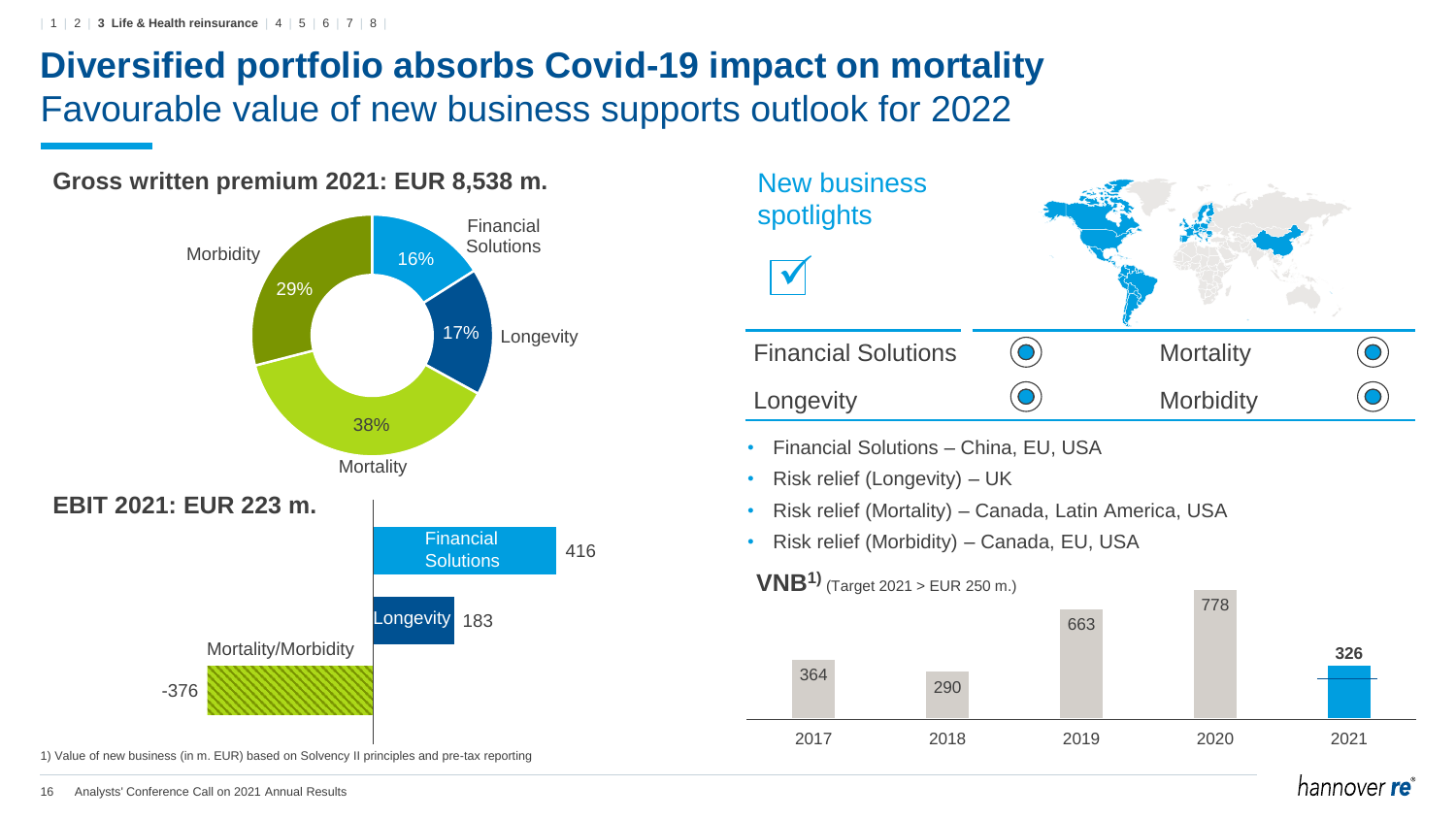# Diversified portfolio absorbs Covid-19 impact on mortality

## Favourable value of new business supports outlook for 2022

### Gross written premium 2021: EUR 8,538 m.

| Segment | Share |
|---|---|
| Financial Solutions | 16% |
| Longevity | 17% |
| Mortality | 38% |
| Morbidity | 29% |

### EBIT 2021: EUR 223 m.

| Segment | EBIT |
|---|---|
| Financial Solutions | 416 |
| Longevity | 183 |
| Mortality/Morbidity | -376 |

### New business spotlights

| | | | |
|---|---|---|---|
| Financial Solutions | ✓ | Mortality | ✓ |
| Longevity | ✓ | Morbidity | ✓ |

- Financial Solutions – China, EU, USA
- Risk relief (Longevity) – UK
- Risk relief (Mortality) – Canada, Latin America, USA
- Risk relief (Morbidity) – Canada, EU, USA

### VNB[1)] (Target 2021 > EUR 250 m.)

| 2017 | 2018 | 2019 | 2020 | 2021 |
|---|---|---|---|---|
| 364 | 290 | 663 | 778 | **326** |

1) Value of new business (in m. EUR) based on Solvency II principles and pre-tax reporting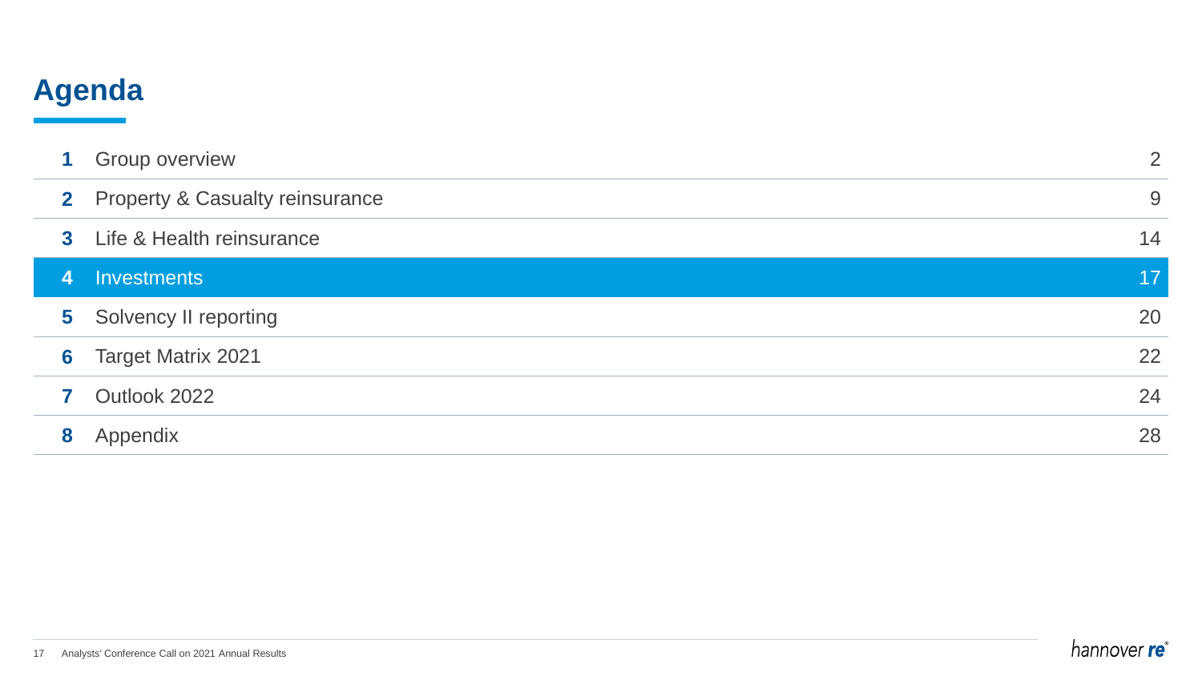# Agenda

| | | |
|---|---|---|
| **1** | Group overview | 2 |
| **2** | Property & Casualty reinsurance | 9 |
| **3** | Life & Health reinsurance | 14 |
| **4** | **Investments** | **17** |
| **5** | Solvency II reporting | 20 |
| **6** | Target Matrix 2021 | 22 |
| **7** | Outlook 2022 | 24 |
| **8** | Appendix | 28 |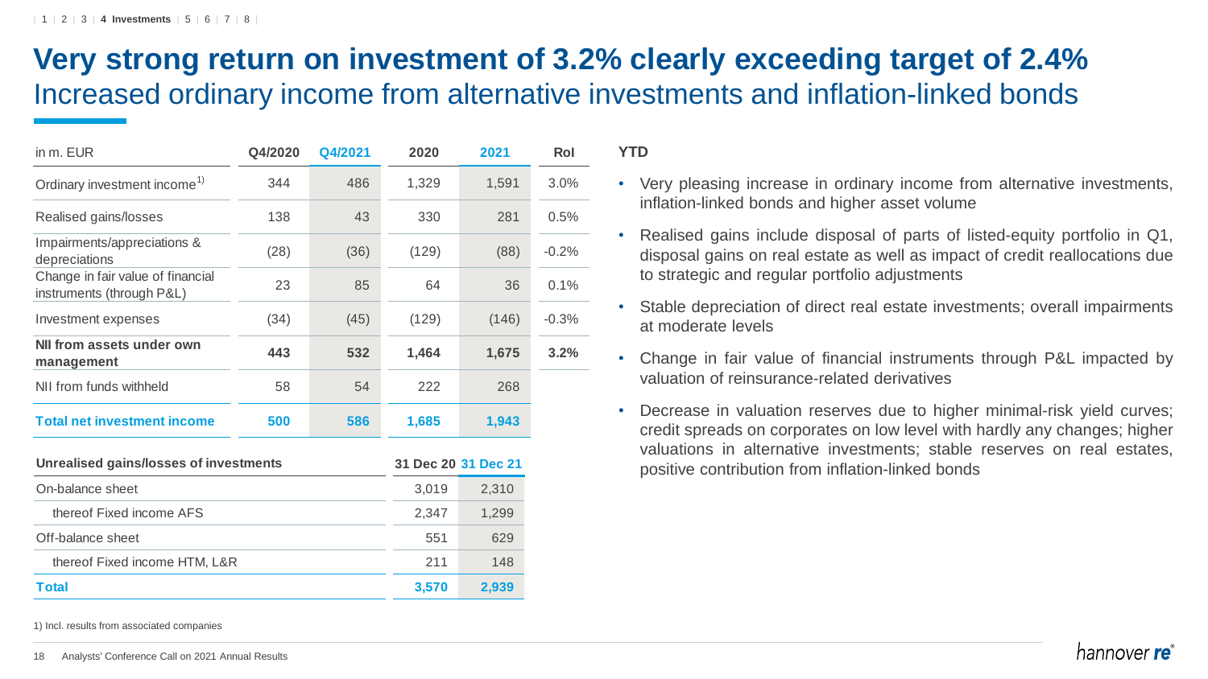# Very strong return on investment of 3.2% clearly exceeding target of 2.4%

## Increased ordinary income from alternative investments and inflation-linked bonds

| in m. EUR | Q4/2020 | Q4/2021 | 2020 | 2021 | RoI |
|---|---|---|---|---|---|
| Ordinary investment income[1] | 344 | 486 | 1,329 | 1,591 | 3.0% |
| Realised gains/losses | 138 | 43 | 330 | 281 | 0.5% |
| Impairments/appreciations & depreciations | (28) | (36) | (129) | (88) | -0.2% |
| Change in fair value of financial instruments (through P&L) | 23 | 85 | 64 | 36 | 0.1% |
| Investment expenses | (34) | (45) | (129) | (146) | -0.3% |
| **NII from assets under own management** | **443** | **532** | **1,464** | **1,675** | **3.2%** |
| NII from funds withheld | 58 | 54 | 222 | 268 | |
| **Total net investment income** | **500** | **586** | **1,685** | **1,943** | |

| Unrealised gains/losses of investments | 31 Dec 20 | 31 Dec 21 |
|---|---|---|
| On-balance sheet | 3,019 | 2,310 |
| thereof Fixed income AFS | 2,347 | 1,299 |
| Off-balance sheet | 551 | 629 |
| thereof Fixed income HTM, L&R | 211 | 148 |
| **Total** | **3,570** | **2,939** |

1) Incl. results from associated companies

**YTD**

- Very pleasing increase in ordinary income from alternative investments, inflation-linked bonds and higher asset volume
- Realised gains include disposal of parts of listed-equity portfolio in Q1, disposal gains on real estate as well as impact of credit reallocations due to strategic and regular portfolio adjustments
- Stable depreciation of direct real estate investments; overall impairments at moderate levels
- Change in fair value of financial instruments through P&L impacted by valuation of reinsurance-related derivatives
- Decrease in valuation reserves due to higher minimal-risk yield curves; credit spreads on corporates on low level with hardly any changes; higher valuations in alternative investments; stable reserves on real estates, positive contribution from inflation-linked bonds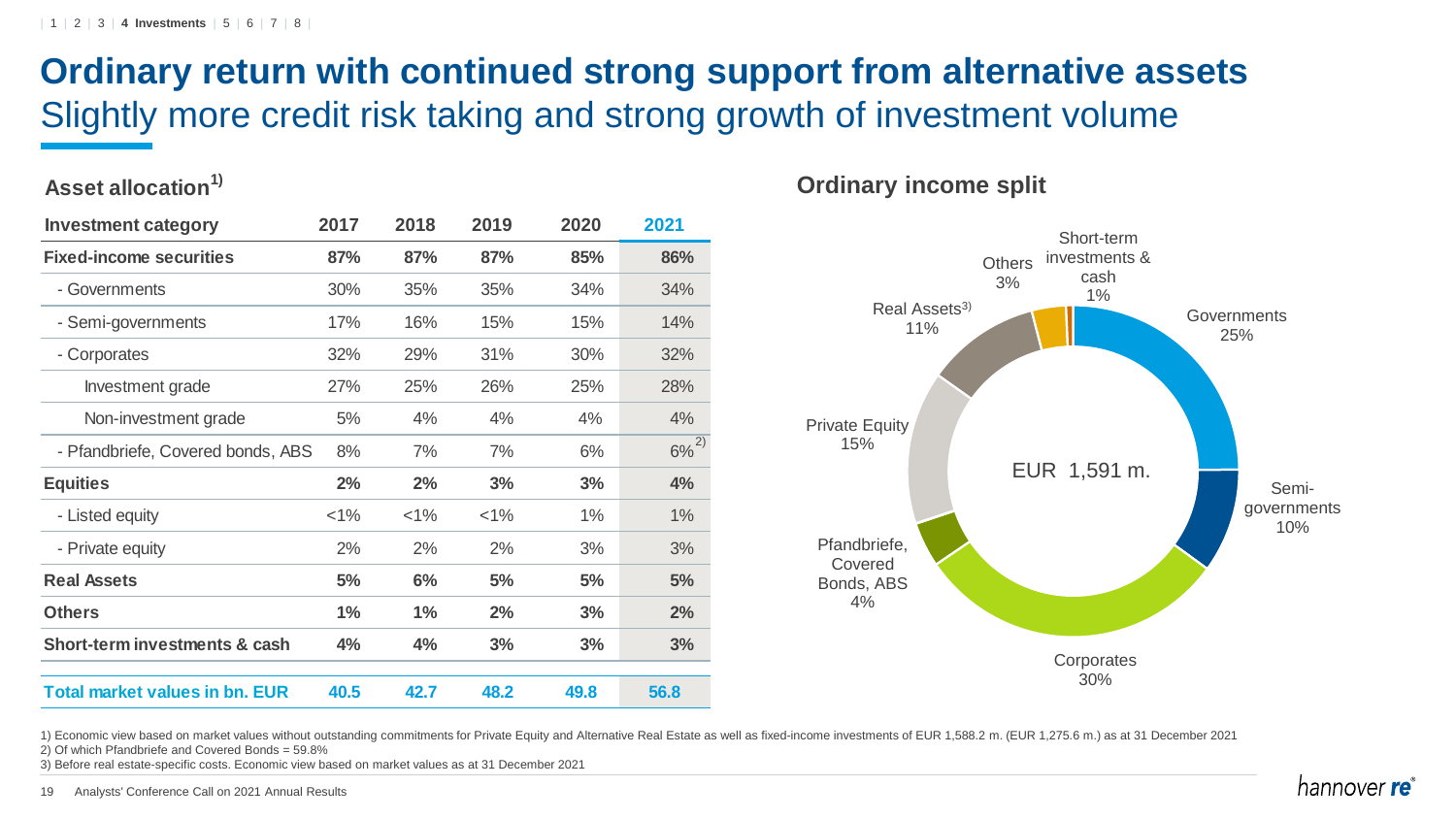# Ordinary return with continued strong support from alternative assets

## Slightly more credit risk taking and strong growth of investment volume

### Asset allocation[1)]

| Investment category | 2017 | 2018 | 2019 | 2020 | 2021 |
|---|---|---|---|---|---|
| **Fixed-income securities** | **87%** | **87%** | **87%** | **85%** | **86%** |
| - Governments | 30% | 35% | 35% | 34% | 34% |
| - Semi-governments | 17% | 16% | 15% | 15% | 14% |
| - Corporates | 32% | 29% | 31% | 30% | 32% |
| Investment grade | 27% | 25% | 26% | 25% | 28% |
| Non-investment grade | 5% | 4% | 4% | 4% | 4% |
| - Pfandbriefe, Covered bonds, ABS | 8% | 7% | 7% | 6% | 6%[2)] |
| **Equities** | **2%** | **2%** | **3%** | **3%** | **4%** |
| - Listed equity | <1% | <1% | <1% | 1% | 1% |
| - Private equity | 2% | 2% | 2% | 3% | 3% |
| **Real Assets** | **5%** | **6%** | **5%** | **5%** | **5%** |
| **Others** | **1%** | **1%** | **2%** | **3%** | **2%** |
| **Short-term investments & cash** | **4%** | **4%** | **3%** | **3%** | **3%** |
| **Total market values in bn. EUR** | **40.5** | **42.7** | **48.2** | **49.8** | **56.8** |

### Ordinary income split

EUR 1,591 m.

- Governments 25%
- Semi-governments 10%
- Corporates 30%
- Pfandbriefe, Covered Bonds, ABS 4%
- Private Equity 15%
- Real Assets[3)] 11%
- Others 3%
- Short-term investments & cash 1%

1) Economic view based on market values without outstanding commitments for Private Equity and Alternative Real Estate as well as fixed-income investments of EUR 1,588.2 m. (EUR 1,275.6 m.) as at 31 December 2021
2) Of which Pfandbriefe and Covered Bonds = 59.8%
3) Before real estate-specific costs. Economic view based on market values as at 31 December 2021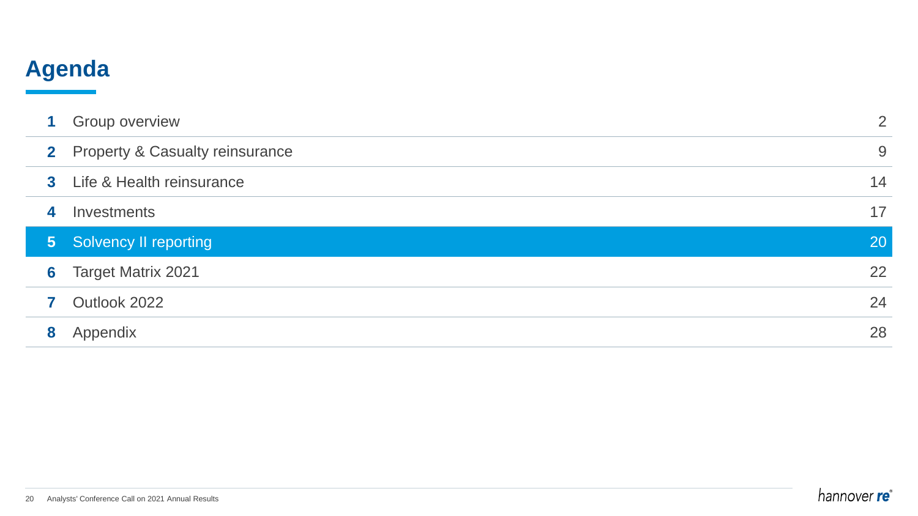# Agenda

| | | |
|---|---|---|
| **1** | Group overview | 2 |
| **2** | Property & Casualty reinsurance | 9 |
| **3** | Life & Health reinsurance | 14 |
| **4** | Investments | 17 |
| **5** | Solvency II reporting | 20 |
| **6** | Target Matrix 2021 | 22 |
| **7** | Outlook 2022 | 24 |
| **8** | Appendix | 28 |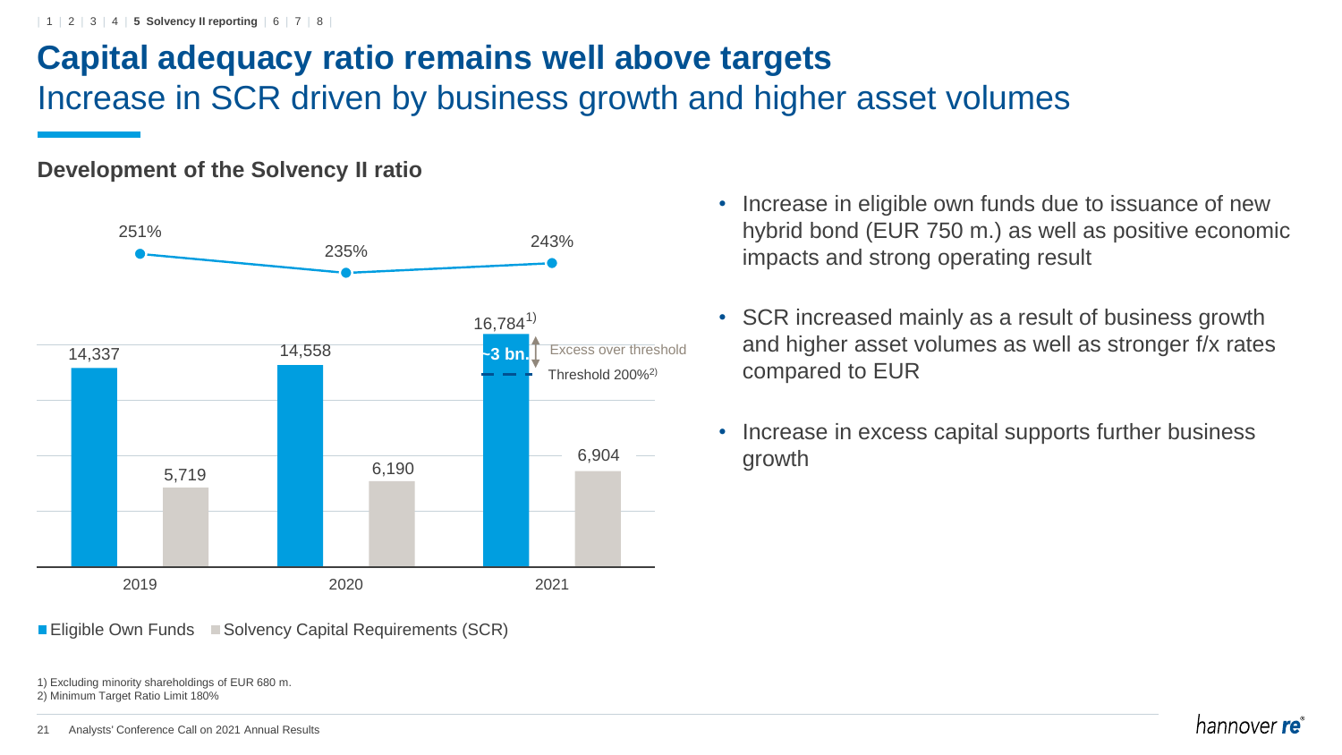# Capital adequacy ratio remains well above targets

## Increase in SCR driven by business growth and higher asset volumes

### Development of the Solvency II ratio

| | 2019 | 2020 | 2021 |
|---|---|---|---|
| Solvency II ratio | 251% | 235% | 243% |
| Eligible Own Funds | 14,337 | 14,558 | 16,784[1] |
| Solvency Capital Requirements (SCR) | 5,719 | 6,190 | 6,904 |

2021: ~3 bn. Excess over threshold; Threshold 200%[2]

- Increase in eligible own funds due to issuance of new hybrid bond (EUR 750 m.) as well as positive economic impacts and strong operating result
- SCR increased mainly as a result of business growth and higher asset volumes as well as stronger f/x rates compared to EUR
- Increase in excess capital supports further business growth

1) Excluding minority shareholdings of EUR 680 m.
2) Minimum Target Ratio Limit 180%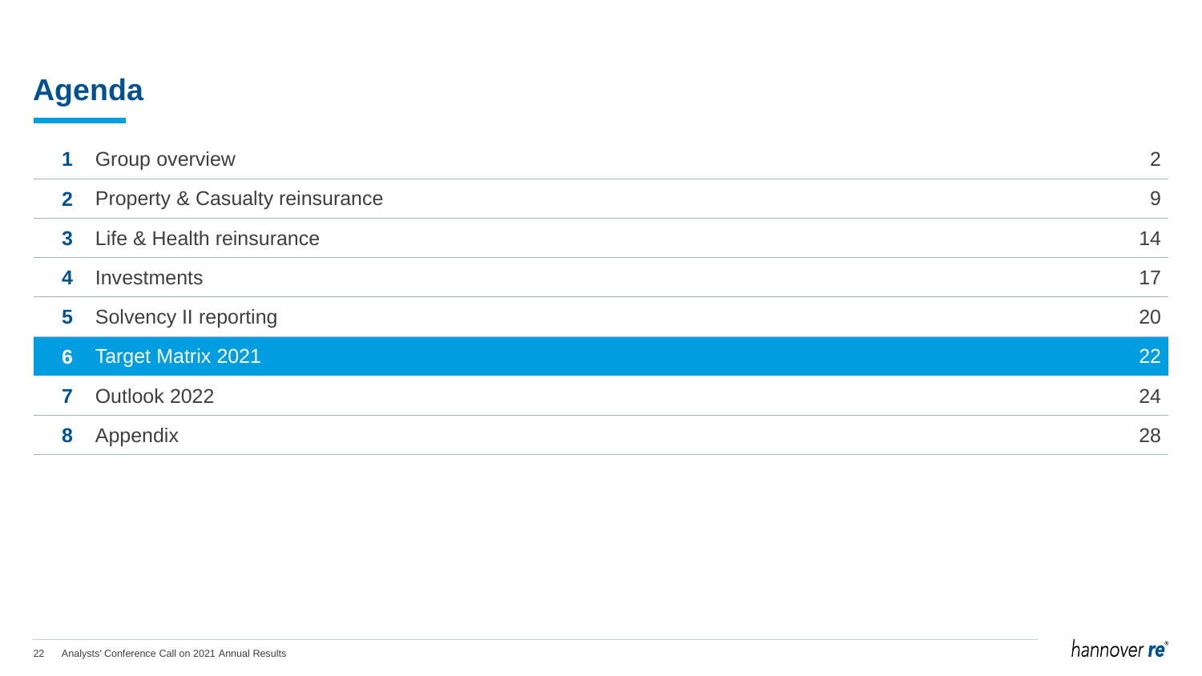# Agenda

| | | |
|---|---|---|
| **1** | Group overview | 2 |
| **2** | Property & Casualty reinsurance | 9 |
| **3** | Life & Health reinsurance | 14 |
| **4** | Investments | 17 |
| **5** | Solvency II reporting | 20 |
| **6** | Target Matrix 2021 | 22 |
| **7** | Outlook 2022 | 24 |
| **8** | Appendix | 28 |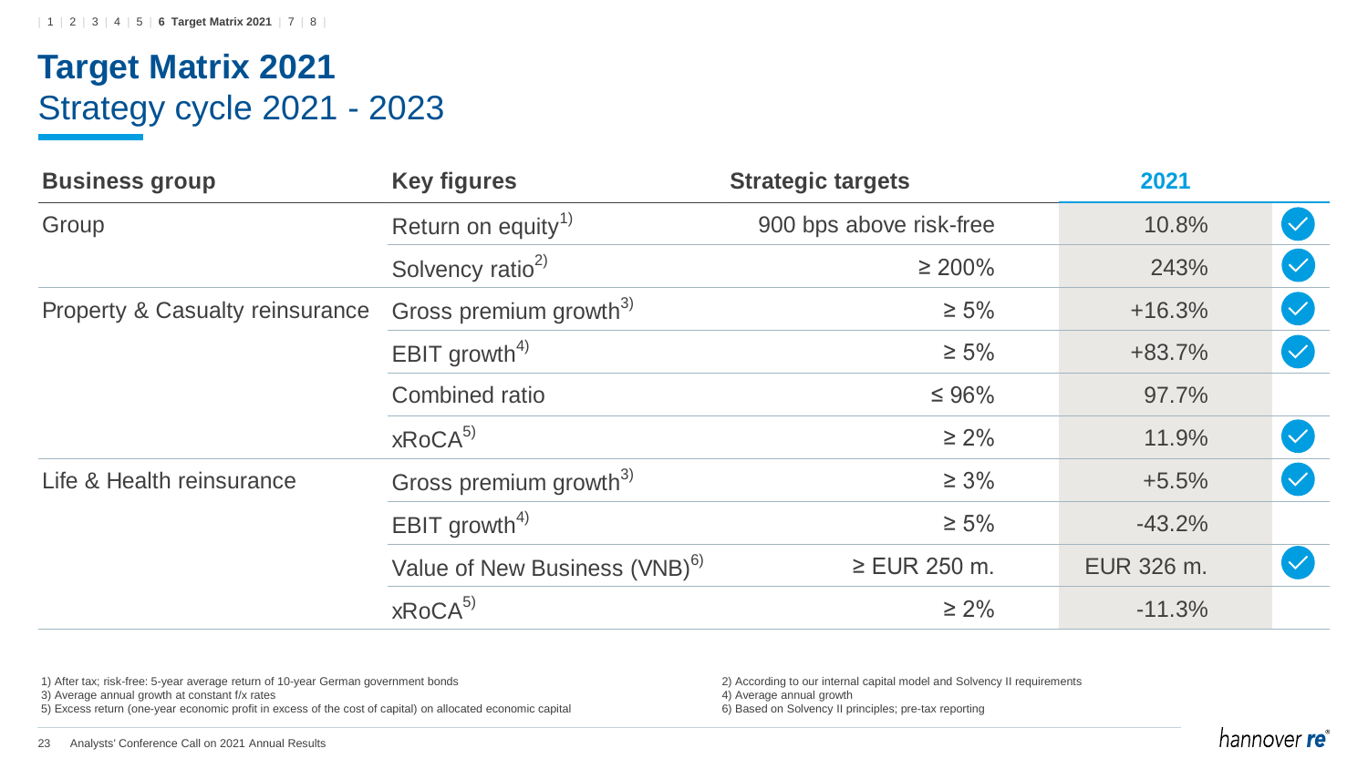# Target Matrix 2021
## Strategy cycle 2021 - 2023

| Business group | Key figures | Strategic targets | 2021 | |
|---|---|---|---|---|
| Group | Return on equity[1] | 900 bps above risk-free | 10.8% | ✓ |
| | Solvency ratio[2] | ≥ 200% | 243% | ✓ |
| Property & Casualty reinsurance | Gross premium growth[3] | ≥ 5% | +16.3% | ✓ |
| | EBIT growth[4] | ≥ 5% | +83.7% | ✓ |
| | Combined ratio | ≤ 96% | 97.7% | |
| | xRoCA[5] | ≥ 2% | 11.9% | ✓ |
| Life & Health reinsurance | Gross premium growth[3] | ≥ 3% | +5.5% | ✓ |
| | EBIT growth[4] | ≥ 5% | -43.2% | |
| | Value of New Business (VNB)[6] | ≥ EUR 250 m. | EUR 326 m. | ✓ |
| | xRoCA[5] | ≥ 2% | -11.3% | |

1) After tax; risk-free: 5-year average return of 10-year German government bonds
2) According to our internal capital model and Solvency II requirements
3) Average annual growth at constant f/x rates
4) Average annual growth
5) Excess return (one-year economic profit in excess of the cost of capital) on allocated economic capital
6) Based on Solvency II principles; pre-tax reporting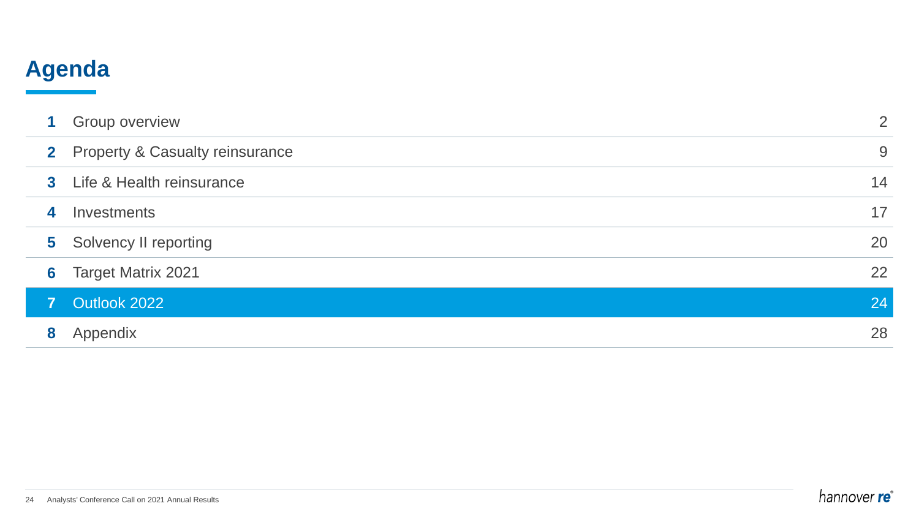# Agenda

| | | |
|---|---|---|
| 1 | Group overview | 2 |
| 2 | Property & Casualty reinsurance | 9 |
| 3 | Life & Health reinsurance | 14 |
| 4 | Investments | 17 |
| 5 | Solvency II reporting | 20 |
| 6 | Target Matrix 2021 | 22 |
| **7** | **Outlook 2022** | **24** |
| 8 | Appendix | 28 |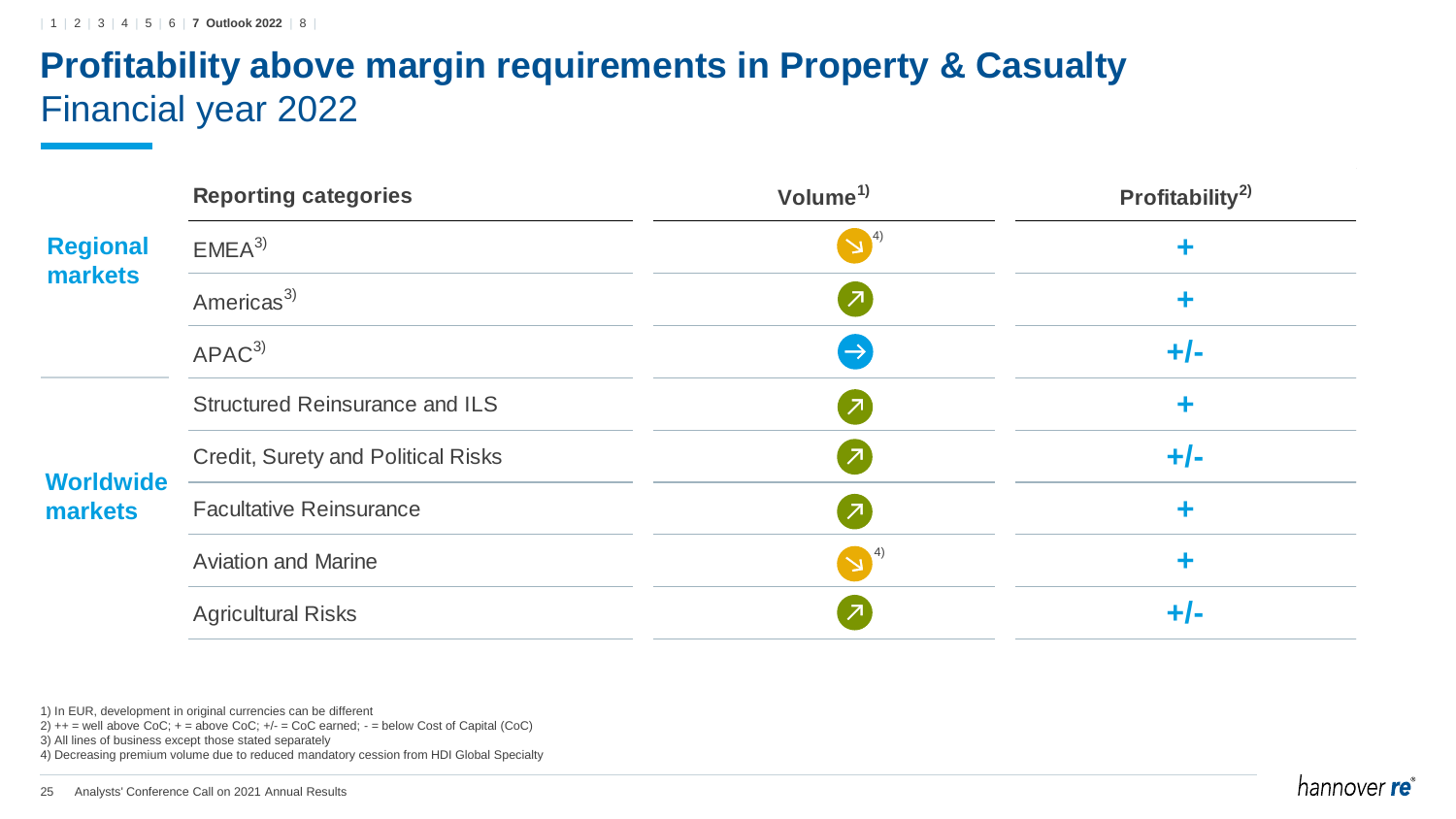# Profitability above margin requirements in Property & Casualty

## Financial year 2022

| | Reporting categories | Volume[1] | Profitability[2] |
|---|---|---|---|
| Regional markets | EMEA[3] | ↘ [4] | + |
| | Americas[3] | ↗ | + |
| | APAC[3] | → | +/- |
| Worldwide markets | Structured Reinsurance and ILS | ↗ | + |
| | Credit, Surety and Political Risks | ↗ | +/- |
| | Facultative Reinsurance | ↗ | + |
| | Aviation and Marine | ↘ [4] | + |
| | Agricultural Risks | ↗ | +/- |

1) In EUR, development in original currencies can be different
2) ++ = well above CoC; + = above CoC; +/- = CoC earned; - = below Cost of Capital (CoC)
3) All lines of business except those stated separately
4) Decreasing premium volume due to reduced mandatory cession from HDI Global Specialty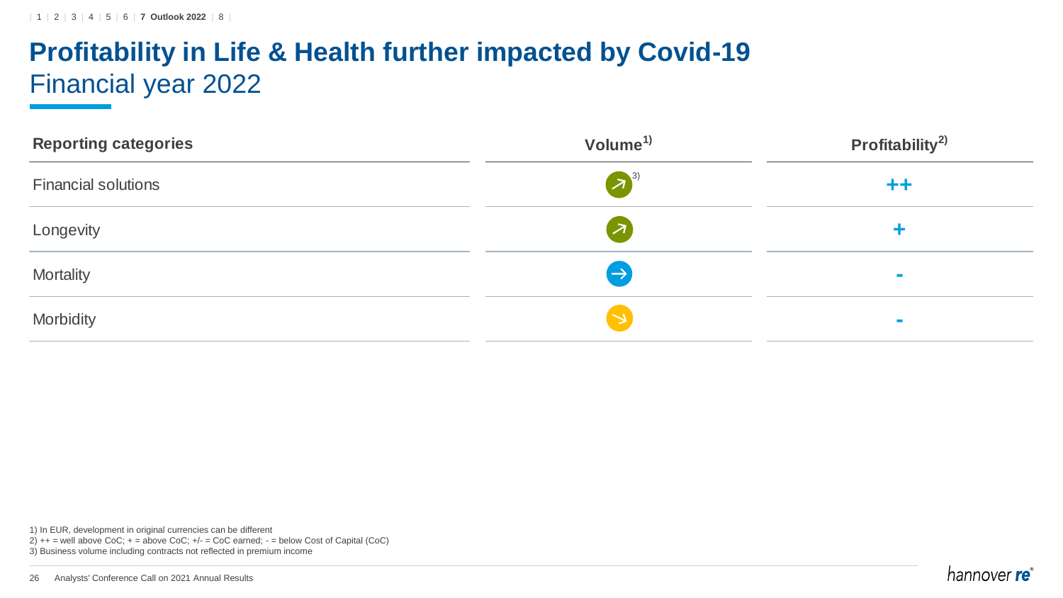# Profitability in Life & Health further impacted by Covid-19

## Financial year 2022

| Reporting categories | Volume[1] | Profitability[2] |
|---|---|---|
| Financial solutions | ↗[3] | ++ |
| Longevity | ↗ | + |
| Mortality | → | - |
| Morbidity | ↘ | - |

1) In EUR, development in original currencies can be different
2) ++ = well above CoC; + = above CoC; +/- = CoC earned; - = below Cost of Capital (CoC)
3) Business volume including contracts not reflected in premium income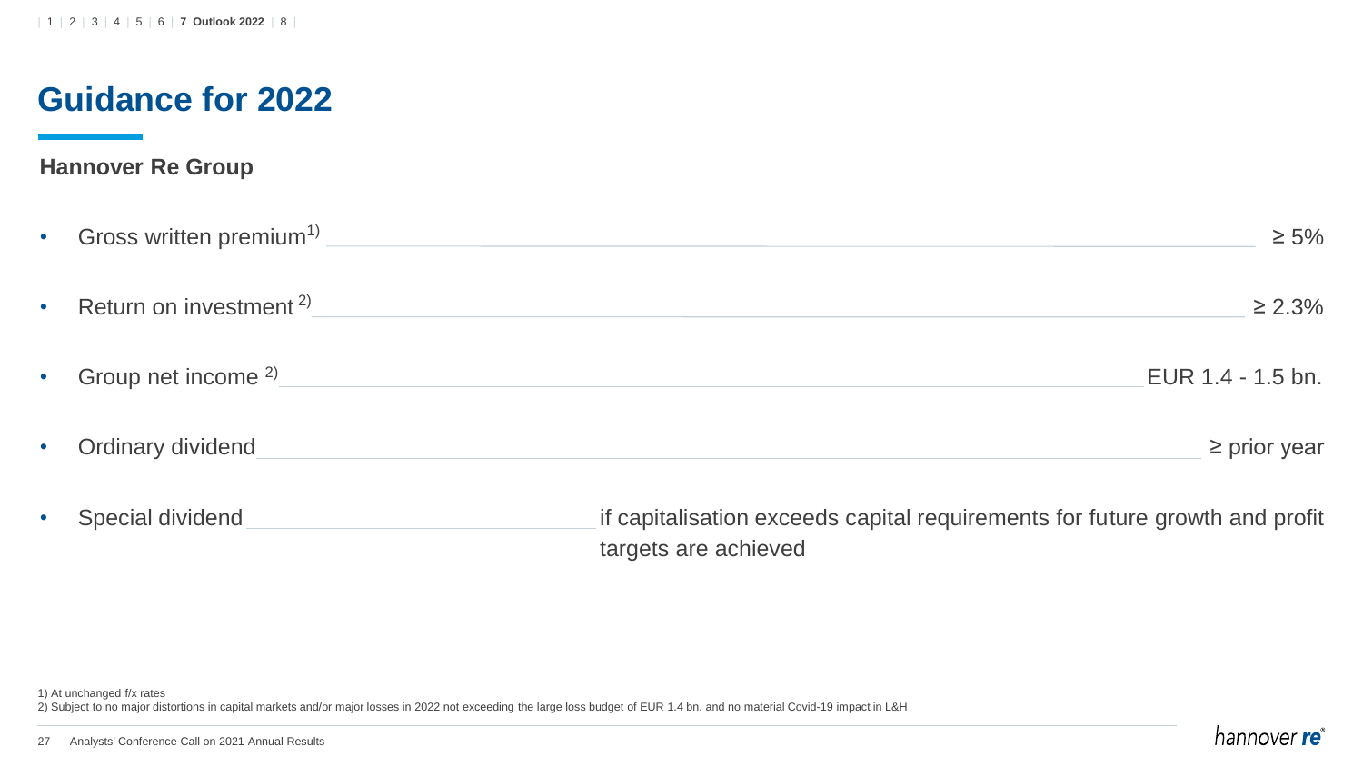# Guidance for 2022

## Hannover Re Group

- Gross written premium[1) ] ≥ 5%
- Return on investment [2)] ≥ 2.3%
- Group net income [2)] EUR 1.4 - 1.5 bn.
- Ordinary dividend ≥ prior year
- Special dividend if capitalisation exceeds capital requirements for future growth and profit targets are achieved

1) At unchanged f/x rates

2) Subject to no major distortions in capital markets and/or major losses in 2022 not exceeding the large loss budget of EUR 1.4 bn. and no material Covid-19 impact in L&H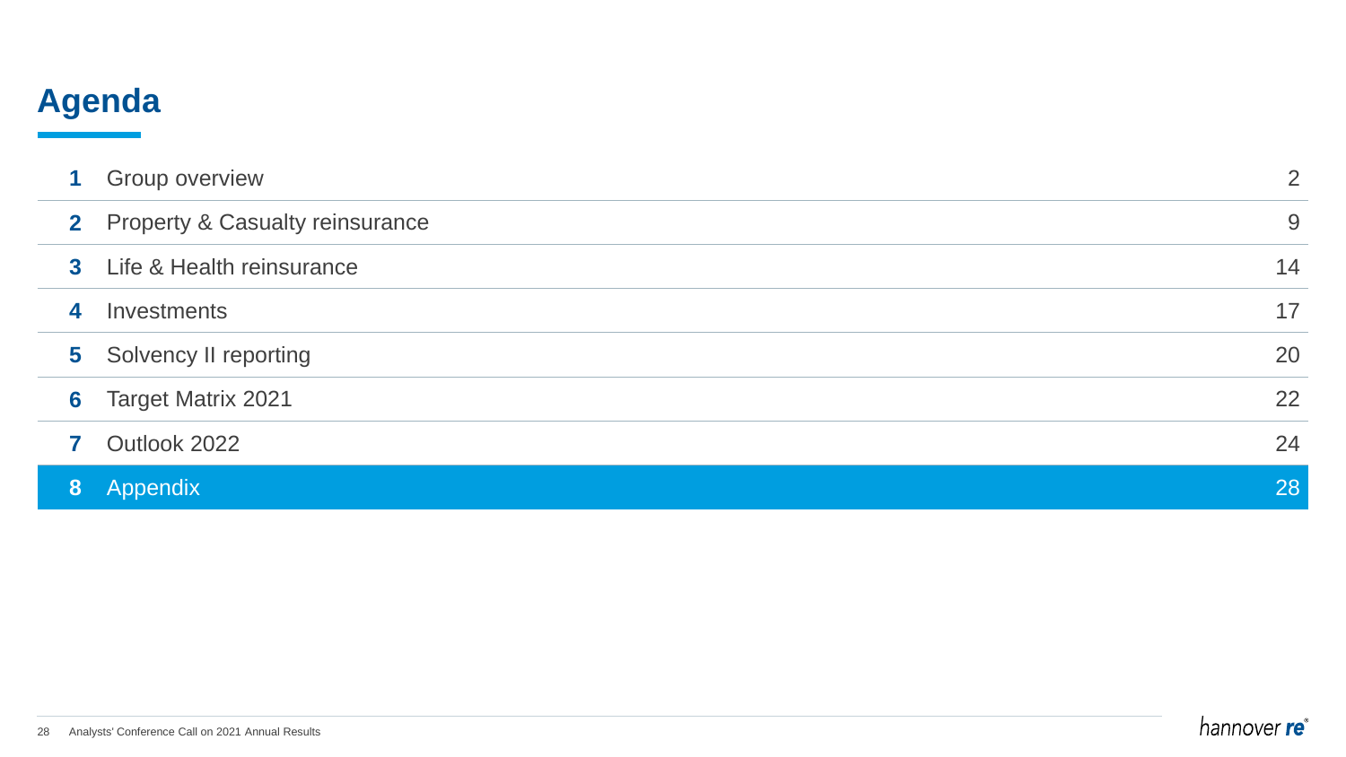# Agenda

| | | |
|---|---|---|
| **1** | Group overview | 2 |
| **2** | Property & Casualty reinsurance | 9 |
| **3** | Life & Health reinsurance | 14 |
| **4** | Investments | 17 |
| **5** | Solvency II reporting | 20 |
| **6** | Target Matrix 2021 | 22 |
| **7** | Outlook 2022 | 24 |
| **8** | **Appendix** | **28** |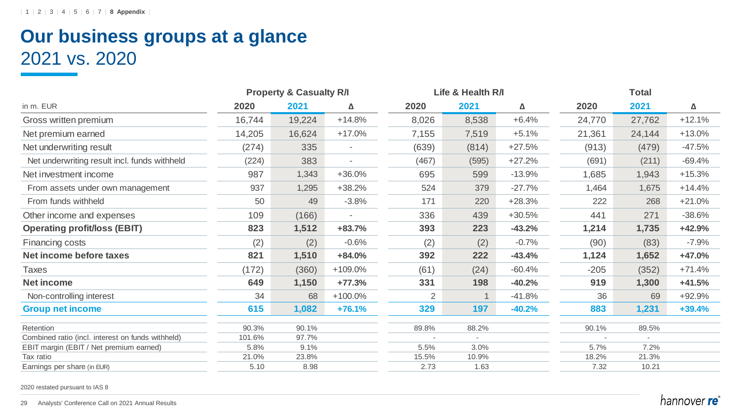# Our business groups at a glance
## 2021 vs. 2020

| in m. EUR | Property & Casualty R/I | | | Life & Health R/I | | | Total | | |
|---|---|---|---|---|---|---|---|---|---|
| | 2020 | 2021 | Δ | 2020 | 2021 | Δ | 2020 | 2021 | Δ |
| Gross written premium | 16,744 | 19,224 | +14.8% | 8,026 | 8,538 | +6.4% | 24,770 | 27,762 | +12.1% |
| Net premium earned | 14,205 | 16,624 | +17.0% | 7,155 | 7,519 | +5.1% | 21,361 | 24,144 | +13.0% |
| Net underwriting result | (274) | 335 | - | (639) | (814) | +27.5% | (913) | (479) | -47.5% |
| Net underwriting result incl. funds withheld | (224) | 383 | - | (467) | (595) | +27.2% | (691) | (211) | -69.4% |
| Net investment income | 987 | 1,343 | +36.0% | 695 | 599 | -13.9% | 1,685 | 1,943 | +15.3% |
| From assets under own management | 937 | 1,295 | +38.2% | 524 | 379 | -27.7% | 1,464 | 1,675 | +14.4% |
| From funds withheld | 50 | 49 | -3.8% | 171 | 220 | +28.3% | 222 | 268 | +21.0% |
| Other income and expenses | 109 | (166) | - | 336 | 439 | +30.5% | 441 | 271 | -38.6% |
| **Operating profit/loss (EBIT)** | **823** | **1,512** | **+83.7%** | **393** | **223** | **-43.2%** | **1,214** | **1,735** | **+42.9%** |
| Financing costs | (2) | (2) | -0.6% | (2) | (2) | -0.7% | (90) | (83) | -7.9% |
| **Net income before taxes** | **821** | **1,510** | **+84.0%** | **392** | **222** | **-43.4%** | **1,124** | **1,652** | **+47.0%** |
| Taxes | (172) | (360) | +109.0% | (61) | (24) | -60.4% | -205 | (352) | +71.4% |
| **Net income** | **649** | **1,150** | **+77.3%** | **331** | **198** | **-40.2%** | **919** | **1,300** | **+41.5%** |
| Non-controlling interest | 34 | 68 | +100.0% | 2 | 1 | -41.8% | 36 | 69 | +92.9% |
| **Group net income** | **615** | **1,082** | **+76.1%** | **329** | **197** | **-40.2%** | **883** | **1,231** | **+39.4%** |
| Retention | 90.3% | 90.1% | | 89.8% | 88.2% | | 90.1% | 89.5% | |
| Combined ratio (incl. interest on funds withheld) | 101.6% | 97.7% | | - | - | | - | - | |
| EBIT margin (EBIT / Net premium earned) | 5.8% | 9.1% | | 5.5% | 3.0% | | 5.7% | 7.2% | |
| Tax ratio | 21.0% | 23.8% | | 15.5% | 10.9% | | 18.2% | 21.3% | |
| Earnings per share (in EUR) | 5.10 | 8.98 | | 2.73 | 1.63 | | 7.32 | 10.21 | |

2020 restated pursuant to IAS 8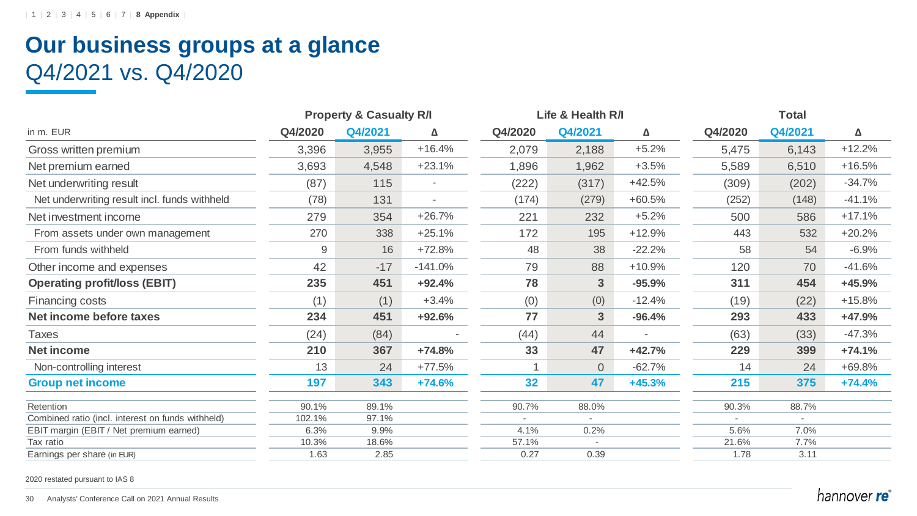# Our business groups at a glance

## Q4/2021 vs. Q4/2020

| in m. EUR | Property & Casualty R/I | | | Life & Health R/I | | | Total | | |
|---|---|---|---|---|---|---|---|---|---|
| | Q4/2020 | Q4/2021 | Δ | Q4/2020 | Q4/2021 | Δ | Q4/2020 | Q4/2021 | Δ |
| Gross written premium | 3,396 | 3,955 | +16.4% | 2,079 | 2,188 | +5.2% | 5,475 | 6,143 | +12.2% |
| Net premium earned | 3,693 | 4,548 | +23.1% | 1,896 | 1,962 | +3.5% | 5,589 | 6,510 | +16.5% |
| Net underwriting result | (87) | 115 | - | (222) | (317) | +42.5% | (309) | (202) | -34.7% |
| Net underwriting result incl. funds withheld | (78) | 131 | - | (174) | (279) | +60.5% | (252) | (148) | -41.1% |
| Net investment income | 279 | 354 | +26.7% | 221 | 232 | +5.2% | 500 | 586 | +17.1% |
| From assets under own management | 270 | 338 | +25.1% | 172 | 195 | +12.9% | 443 | 532 | +20.2% |
| From funds withheld | 9 | 16 | +72.8% | 48 | 38 | -22.2% | 58 | 54 | -6.9% |
| Other income and expenses | 42 | -17 | -141.0% | 79 | 88 | +10.9% | 120 | 70 | -41.6% |
| **Operating profit/loss (EBIT)** | **235** | **451** | **+92.4%** | **78** | **3** | **-95.9%** | **311** | **454** | **+45.9%** |
| Financing costs | (1) | (1) | +3.4% | (0) | (0) | -12.4% | (19) | (22) | +15.8% |
| **Net income before taxes** | **234** | **451** | **+92.6%** | **77** | **3** | **-96.4%** | **293** | **433** | **+47.9%** |
| Taxes | (24) | (84) | - | (44) | 44 | - | (63) | (33) | -47.3% |
| **Net income** | **210** | **367** | **+74.8%** | **33** | **47** | **+42.7%** | **229** | **399** | **+74.1%** |
| Non-controlling interest | 13 | 24 | +77.5% | 1 | 0 | -62.7% | 14 | 24 | +69.8% |
| **Group net income** | **197** | **343** | **+74.6%** | **32** | **47** | **+45.3%** | **215** | **375** | **+74.4%** |
| Retention | 90.1% | 89.1% | | 90.7% | 88.0% | | 90.3% | 88.7% | |
| Combined ratio (incl. interest on funds withheld) | 102.1% | 97.1% | | - | - | | - | - | |
| EBIT margin (EBIT / Net premium earned) | 6.3% | 9.9% | | 4.1% | 0.2% | | 5.6% | 7.0% | |
| Tax ratio | 10.3% | 18.6% | | 57.1% | - | | 21.6% | 7.7% | |
| Earnings per share (in EUR) | 1.63 | 2.85 | | 0.27 | 0.39 | | 1.78 | 3.11 | |

2020 restated pursuant to IAS 8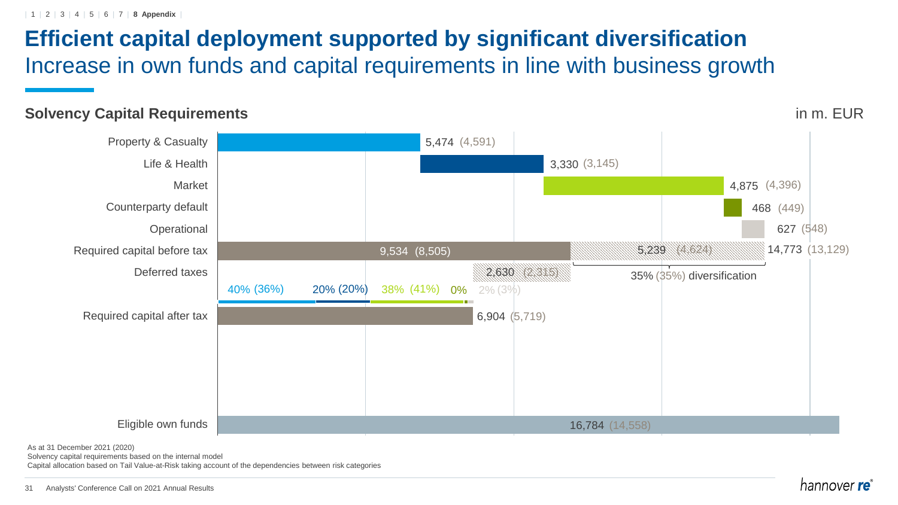# Efficient capital deployment supported by significant diversification

## Increase in own funds and capital requirements in line with business growth

### Solvency Capital Requirements

in m. EUR

| Category | 2021 | (2020) |
|---|---|---|
| Property & Casualty | 5,474 | (4,591) |
| Life & Health | 3,330 | (3,145) |
| Market | 4,875 | (4,396) |
| Counterparty default | 468 | (449) |
| Operational | 627 | (548) |
| Required capital before tax | 9,534 | (8,505) |
| Diversification | 5,239 | (4,624) |
| Sum before diversification | 14,773 | (13,129) |
| Deferred taxes | 2,630 | (2,315) |
| Required capital after tax | 6,904 | (5,719) |
| Eligible own funds | 16,784 | (14,558) |

35% (35%) diversification

Shares of required capital after tax: 40% (36%) | 20% (20%) | 38% (41%) | 0% | 2% (3%)

As at 31 December 2021 (2020)
Solvency capital requirements based on the internal model
Capital allocation based on Tail Value-at-Risk taking account of the dependencies between risk categories

Analysts' Conference Call on 2021 Annual Results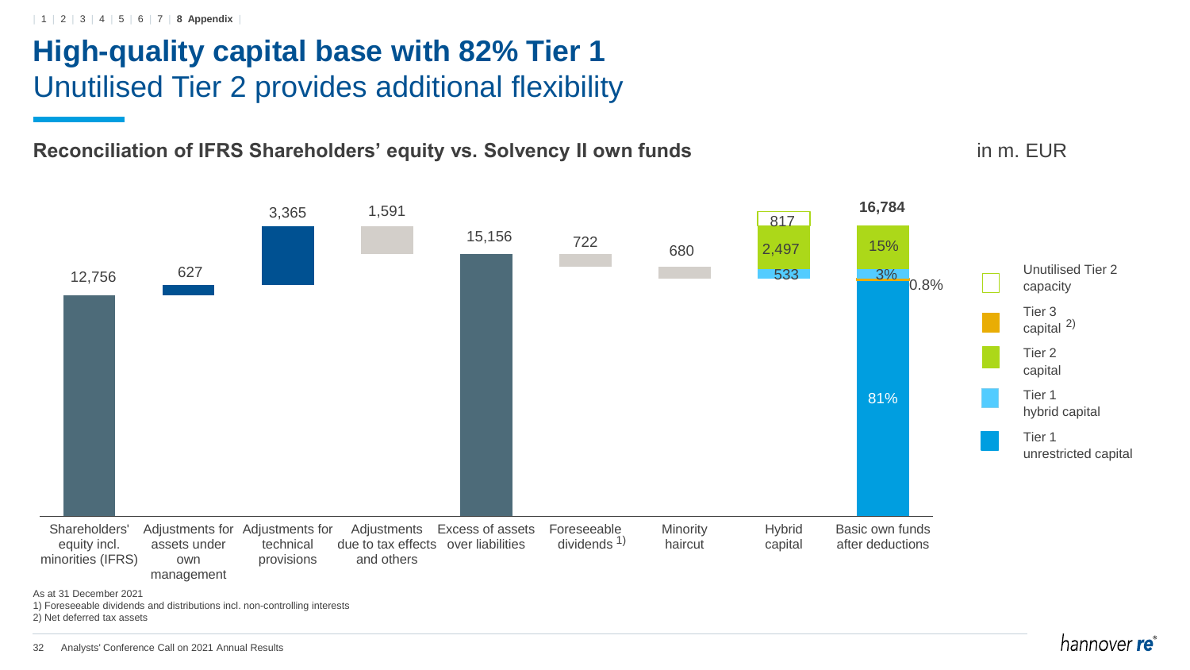# High-quality capital base with 82% Tier 1

## Unutilised Tier 2 provides additional flexibility

**Reconciliation of IFRS Shareholders' equity vs. Solvency II own funds**

in m. EUR

| Item | Value |
|---|---|
| Shareholders' equity incl. minorities (IFRS) | 12,756 |
| Adjustments for assets under own management | 627 |
| Adjustments for technical provisions | 3,365 |
| Adjustments due to tax effects and others | 1,591 |
| Excess of assets over liabilities | 15,156 |
| Foreseeable dividends [1] | 722 |
| Minority haircut | 680 |
| Hybrid capital | 533 / 2,497 / 817 |
| Basic own funds after deductions | **16,784** |

Basic own funds after deductions composition: Tier 1 unrestricted capital 81%; Tier 1 hybrid capital 3%; Tier 2 capital 15%; Tier 3 capital [2] 0.8%

Hybrid capital: Tier 1 hybrid capital 533; Tier 2 capital 2,497; Unutilised Tier 2 capacity 817

Legend: Unutilised Tier 2 capacity; Tier 3 capital [2]; Tier 2 capital; Tier 1 hybrid capital; Tier 1 unrestricted capital

As at 31 December 2021

1) Foreseeable dividends and distributions incl. non-controlling interests

2) Net deferred tax assets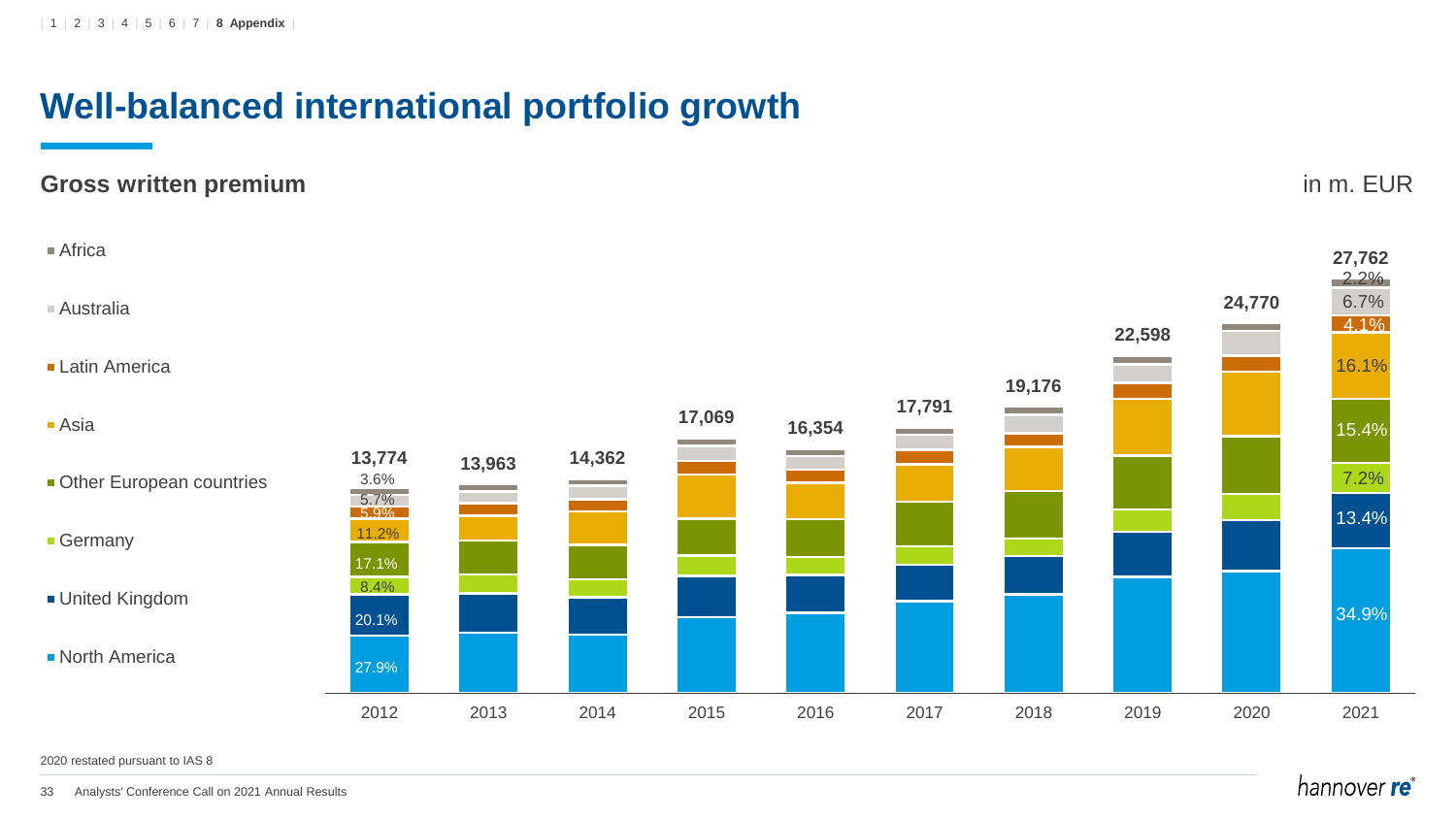# Well-balanced international portfolio growth

## Gross written premium

in m. EUR

| Year | 2012 | 2013 | 2014 | 2015 | 2016 | 2017 | 2018 | 2019 | 2020 | 2021 |
|---|---|---|---|---|---|---|---|---|---|---|
| Total | 13,774 | 13,963 | 14,362 | 17,069 | 16,354 | 17,791 | 19,176 | 22,598 | 24,770 | 27,762 |
| Africa | 3.6% | | | | | | | | | 2.2% |
| Australia | 5.7% | | | | | | | | | 6.7% |
| Latin America | 5.9% | | | | | | | | | 4.1% |
| Asia | 11.2% | | | | | | | | | 16.1% |
| Other European countries | 17.1% | | | | | | | | | 15.4% |
| Germany | 8.4% | | | | | | | | | 7.2% |
| United Kingdom | 20.1% | | | | | | | | | 13.4% |
| North America | 27.9% | | | | | | | | | 34.9% |

2020 restated pursuant to IAS 8

Analysts' Conference Call on 2021 Annual Results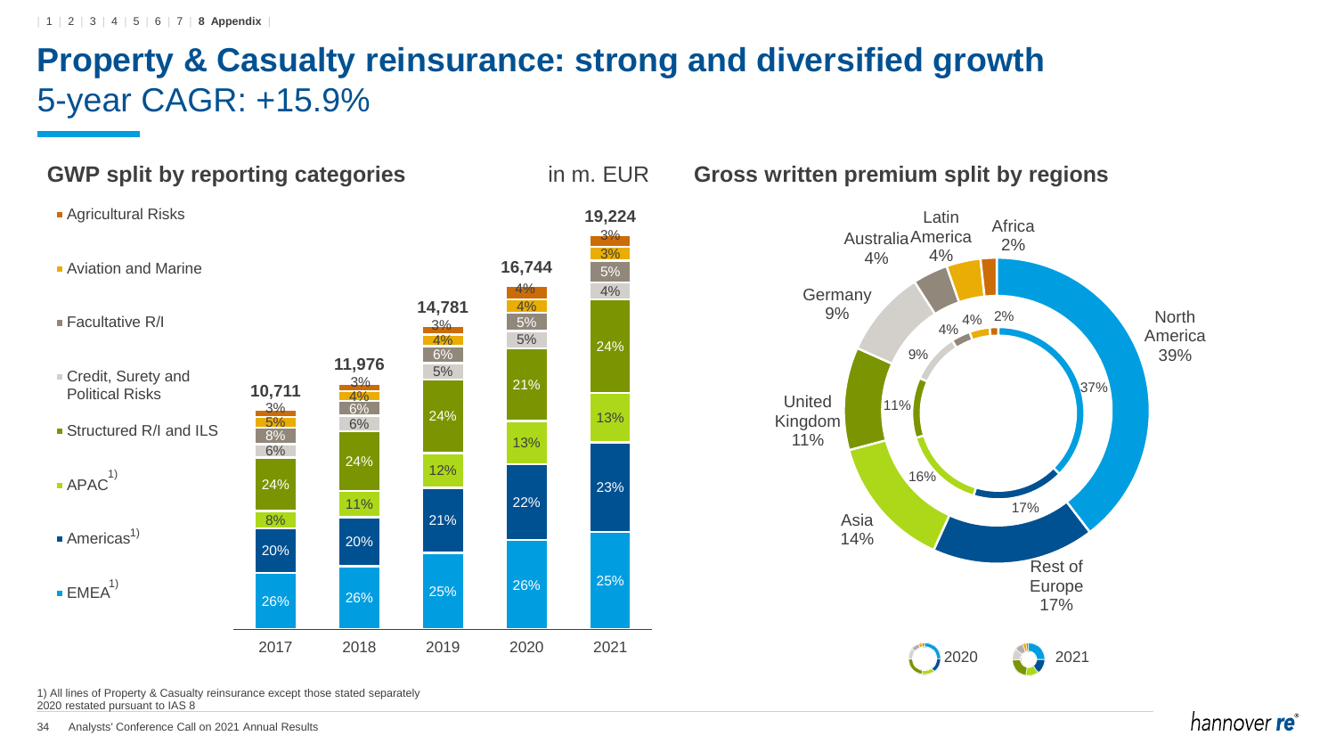# Property & Casualty reinsurance: strong and diversified growth

5-year CAGR: +15.9%

## GWP split by reporting categories

in m. EUR

| | 2017 | 2018 | 2019 | 2020 | 2021 |
|---|---|---|---|---|---|
| Total | 10,711 | 11,976 | 14,781 | 16,744 | 19,224 |
| Agricultural Risks | 3% | 3% | 3% | 4% | 3% |
| Aviation and Marine | 5% | 4% | 4% | 4% | 3% |
| Facultative R/I | 8% | 6% | 6% | 5% | 5% |
| Credit, Surety and Political Risks | 6% | 6% | 5% | 5% | 4% |
| Structured R/I and ILS | 24% | 24% | 24% | 21% | 24% |
| APAC[1] | 8% | 11% | 12% | 13% | 13% |
| Americas[1] | 20% | 20% | 21% | 22% | 23% |
| EMEA[1] | 26% | 26% | 25% | 26% | 25% |

## Gross written premium split by regions

| Region | 2020 | 2021 |
|---|---|---|
| North America | 37% | 39% |
| Rest of Europe | 17% | 17% |
| Asia | 16% | 14% |
| United Kingdom | 11% | 11% |
| Germany | 9% | 9% |
| Australia | 4% | 4% |
| Latin America | 4% | 4% |
| Africa | 2% | 2% |

1) All lines of Property & Casualty reinsurance except those stated separately

2020 restated pursuant to IAS 8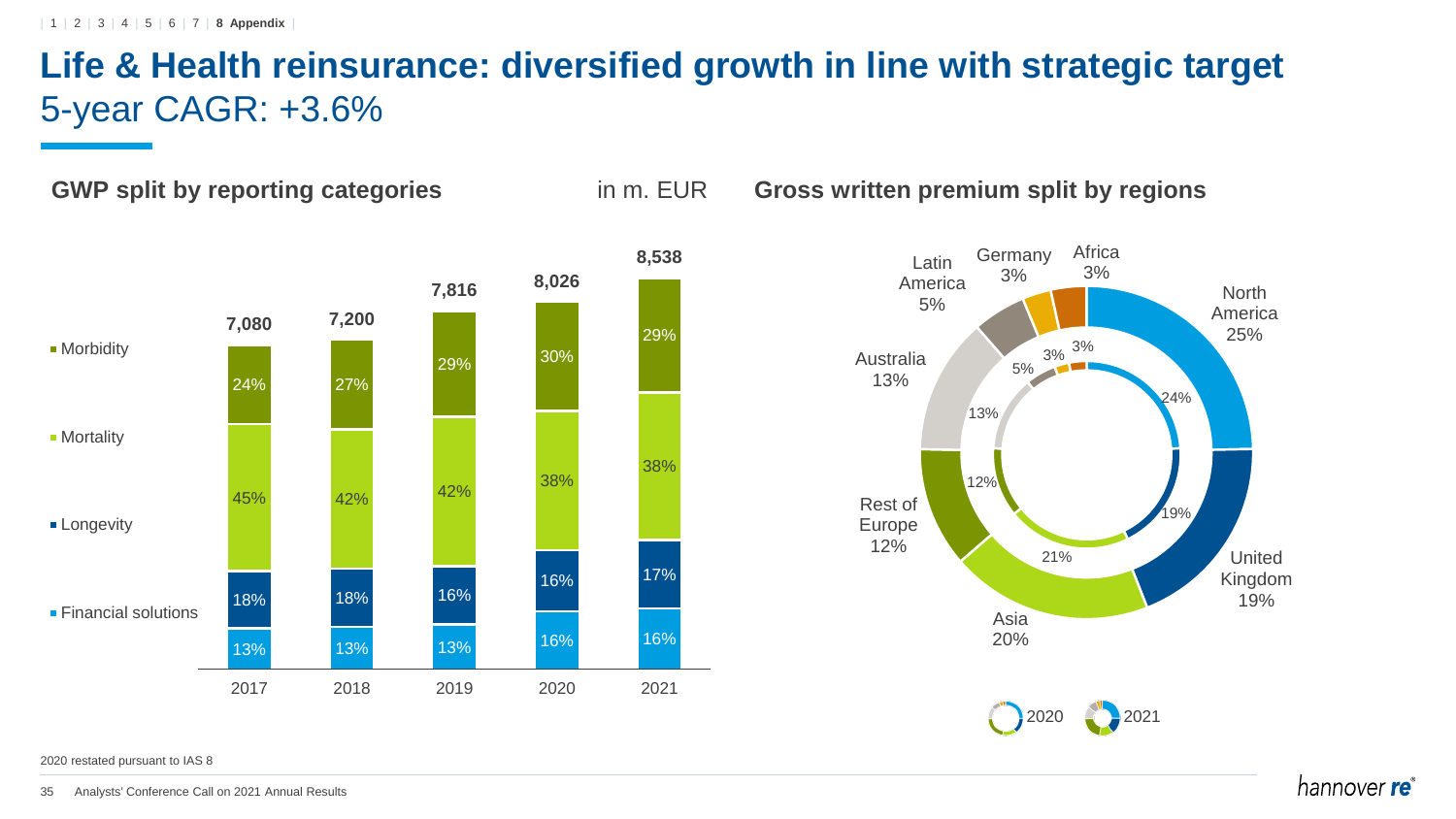# Life & Health reinsurance: diversified growth in line with strategic target

## 5-year CAGR: +3.6%

### GWP split by reporting categories

in m. EUR

| | 2017 | 2018 | 2019 | 2020 | 2021 |
|---|---|---|---|---|---|
| Total | 7,080 | 7,200 | 7,816 | 8,026 | 8,538 |
| Morbidity | 24% | 27% | 29% | 30% | 29% |
| Mortality | 45% | 42% | 42% | 38% | 38% |
| Longevity | 18% | 18% | 16% | 16% | 17% |
| Financial solutions | 13% | 13% | 13% | 16% | 16% |

### Gross written premium split by regions

| Region | 2020 | 2021 |
|---|---|---|
| North America | 24% | 25% |
| United Kingdom | 19% | 19% |
| Asia | 21% | 20% |
| Rest of Europe | 12% | 12% |
| Australia | 13% | 13% |
| Latin America | 5% | 5% |
| Germany | 3% | 3% |
| Africa | 3% | 3% |

2020 restated pursuant to IAS 8

Analysts' Conference Call on 2021 Annual Results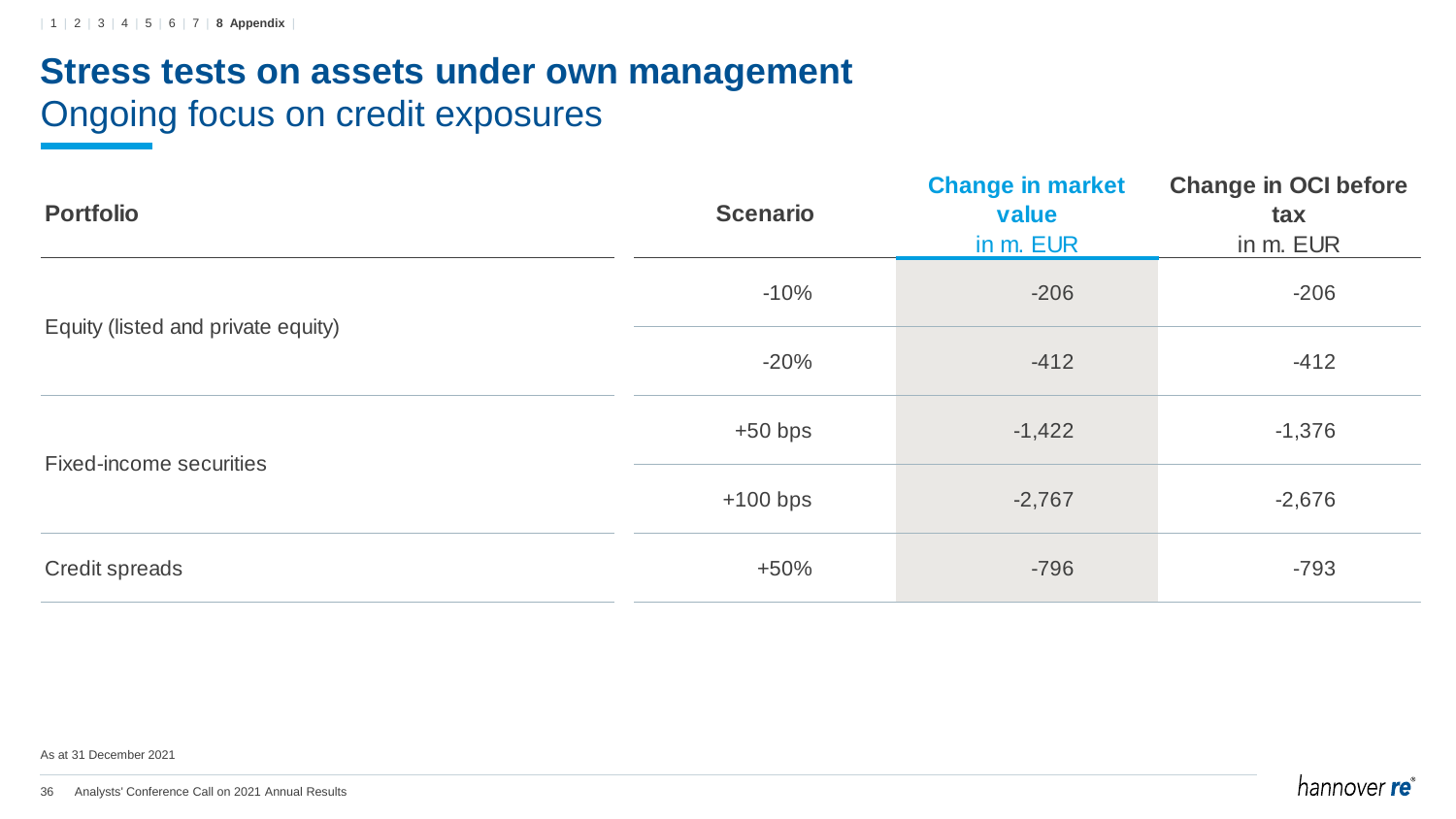# Stress tests on assets under own management

## Ongoing focus on credit exposures

| Portfolio | Scenario | Change in market value in m. EUR | Change in OCI before tax in m. EUR |
| --- | --- | --- | --- |
| Equity (listed and private equity) | -10% | -206 | -206 |
| | -20% | -412 | -412 |
| Fixed-income securities | +50 bps | -1,422 | -1,376 |
| | +100 bps | -2,767 | -2,676 |
| Credit spreads | +50% | -796 | -793 |

As at 31 December 2021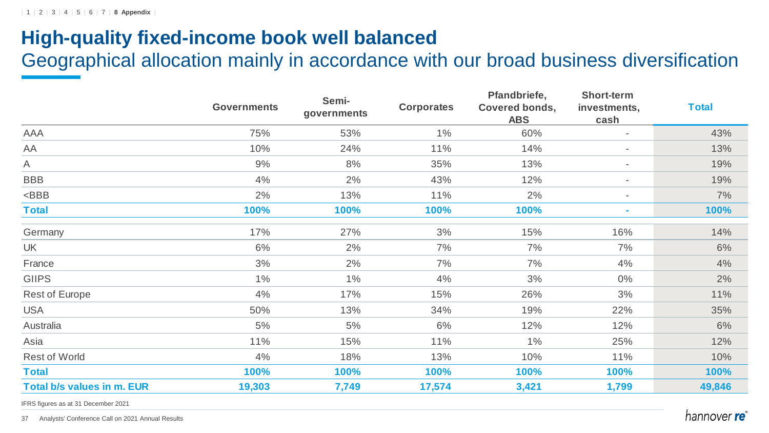# High-quality fixed-income book well balanced

## Geographical allocation mainly in accordance with our broad business diversification

| | Governments | Semi-governments | Corporates | Pfandbriefe, Covered bonds, ABS | Short-term investments, cash | Total |
|---|---|---|---|---|---|---|
| AAA | 75% | 53% | 1% | 60% | - | 43% |
| AA | 10% | 24% | 11% | 14% | - | 13% |
| A | 9% | 8% | 35% | 13% | - | 19% |
| BBB | 4% | 2% | 43% | 12% | - | 19% |
| <BBB | 2% | 13% | 11% | 2% | - | 7% |
| **Total** | **100%** | **100%** | **100%** | **100%** | **-** | **100%** |
| Germany | 17% | 27% | 3% | 15% | 16% | 14% |
| UK | 6% | 2% | 7% | 7% | 7% | 6% |
| France | 3% | 2% | 7% | 7% | 4% | 4% |
| GIIPS | 1% | 1% | 4% | 3% | 0% | 2% |
| Rest of Europe | 4% | 17% | 15% | 26% | 3% | 11% |
| USA | 50% | 13% | 34% | 19% | 22% | 35% |
| Australia | 5% | 5% | 6% | 12% | 12% | 6% |
| Asia | 11% | 15% | 11% | 1% | 25% | 12% |
| Rest of World | 4% | 18% | 13% | 10% | 11% | 10% |
| **Total** | **100%** | **100%** | **100%** | **100%** | **100%** | **100%** |
| **Total b/s values in m. EUR** | **19,303** | **7,749** | **17,574** | **3,421** | **1,799** | **49,846** |

IFRS figures as at 31 December 2021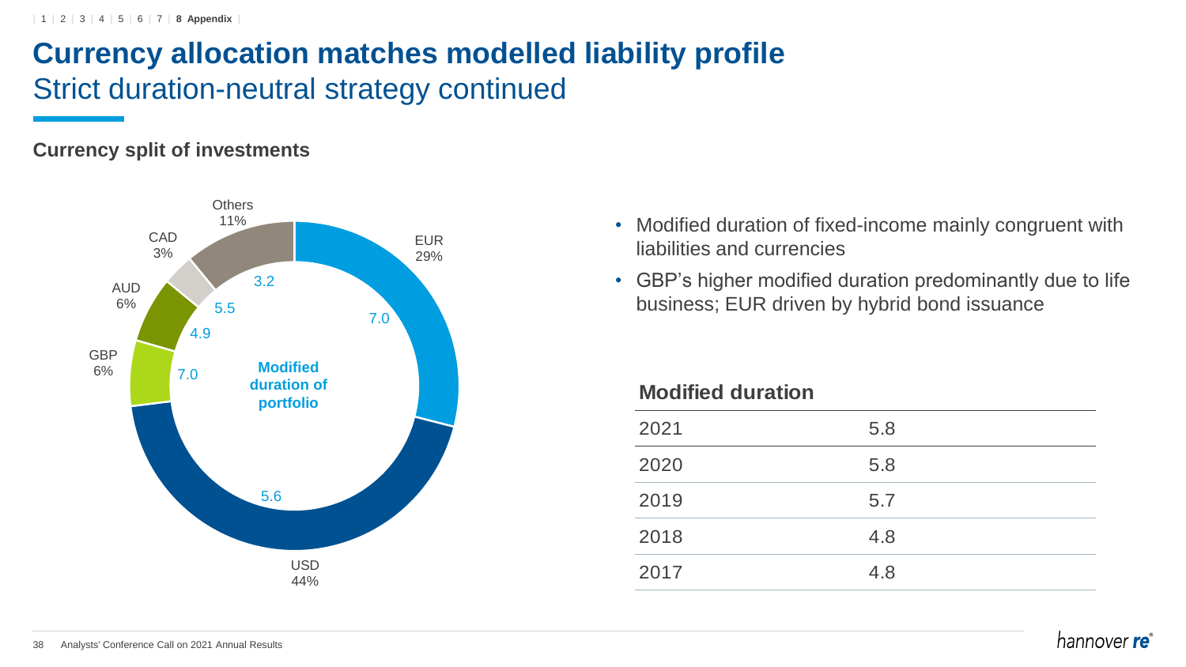# Currency allocation matches modelled liability profile

## Strict duration-neutral strategy continued

### Currency split of investments

| Currency | Share | Modified duration of portfolio |
|---|---|---|
| EUR | 29% | 7.0 |
| USD | 44% | 5.6 |
| GBP | 6% | 7.0 |
| AUD | 6% | 4.9 |
| CAD | 3% | 5.5 |
| Others | 11% | 3.2 |

- Modified duration of fixed-income mainly congruent with liabilities and currencies
- GBP's higher modified duration predominantly due to life business; EUR driven by hybrid bond issuance

| Modified duration | |
|---|---|
| 2021 | 5.8 |
| 2020 | 5.8 |
| 2019 | 5.7 |
| 2018 | 4.8 |
| 2017 | 4.8 |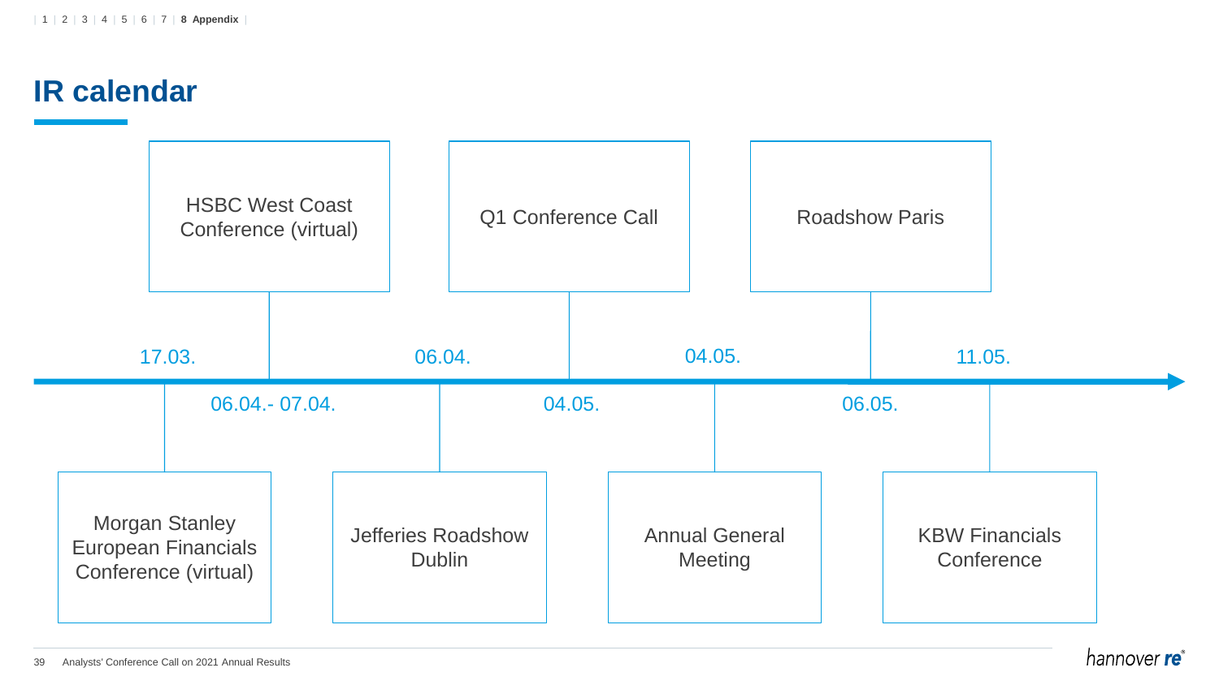# IR calendar

| Date | Event |
|---|---|
| 17.03. | Morgan Stanley European Financials Conference (virtual) |
| 06.04.- 07.04. | HSBC West Coast Conference (virtual) |
| 06.04. | Jefferies Roadshow Dublin |
| 04.05. | Q1 Conference Call |
| 04.05. | Annual General Meeting |
| 06.05. | Roadshow Paris |
| 11.05. | KBW Financials Conference |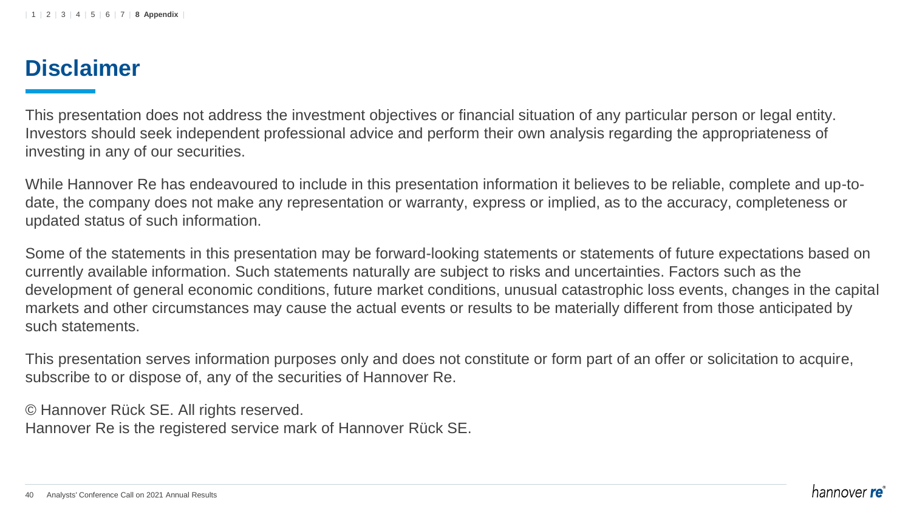# Disclaimer

This presentation does not address the investment objectives or financial situation of any particular person or legal entity. Investors should seek independent professional advice and perform their own analysis regarding the appropriateness of investing in any of our securities.

While Hannover Re has endeavoured to include in this presentation information it believes to be reliable, complete and up-to-date, the company does not make any representation or warranty, express or implied, as to the accuracy, completeness or updated status of such information.

Some of the statements in this presentation may be forward-looking statements or statements of future expectations based on currently available information. Such statements naturally are subject to risks and uncertainties. Factors such as the development of general economic conditions, future market conditions, unusual catastrophic loss events, changes in the capital markets and other circumstances may cause the actual events or results to be materially different from those anticipated by such statements.

This presentation serves information purposes only and does not constitute or form part of an offer or solicitation to acquire, subscribe to or dispose of, any of the securities of Hannover Re.

© Hannover Rück SE. All rights reserved.
Hannover Re is the registered service mark of Hannover Rück SE.